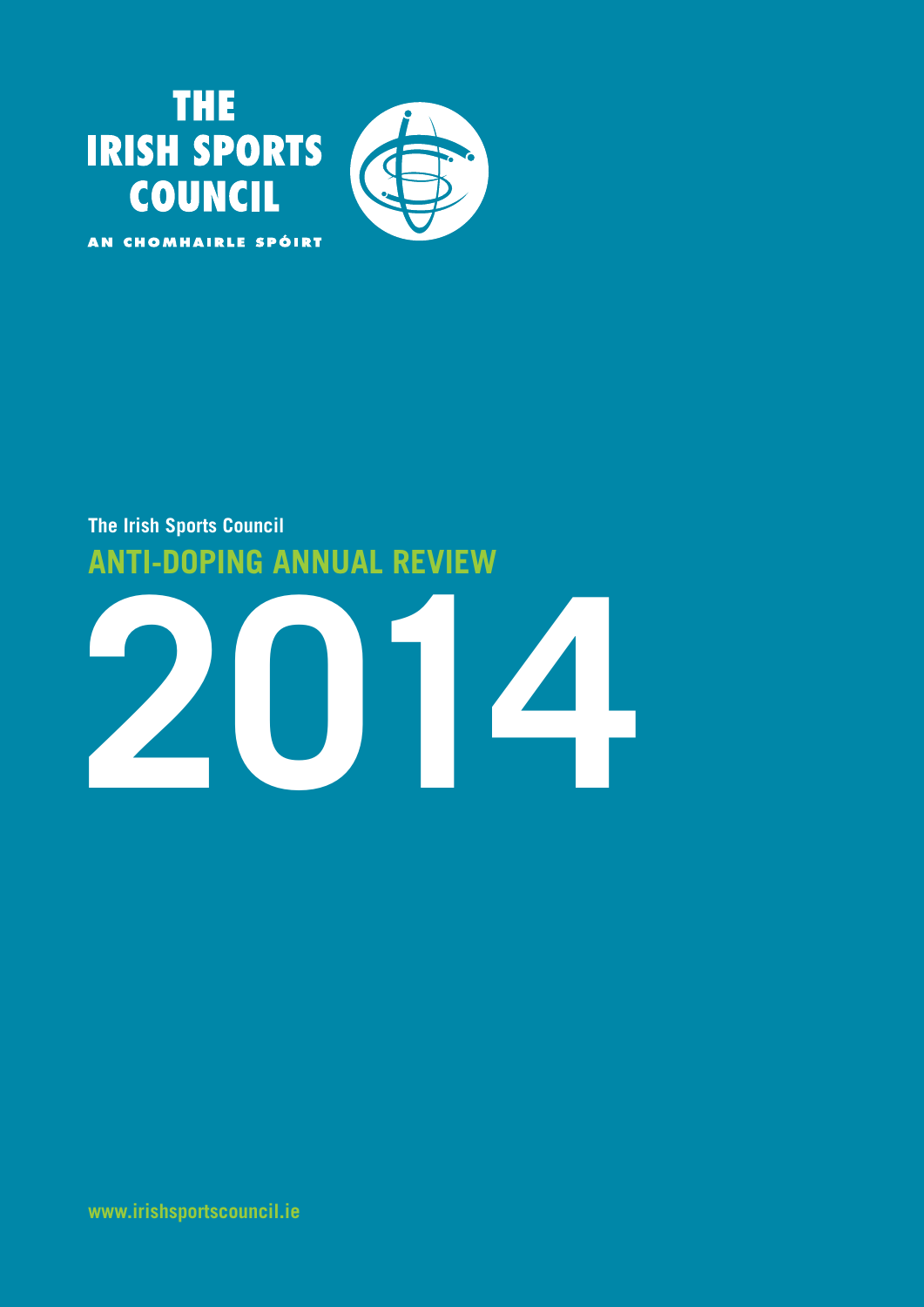THE IRISH SPORTS COUNCIL

AN CHOMHAIRLE SPÓIRT

The Irish Sports Council

# ANTI-DOPING ANNUAL REVIEW 2014

www.irishsportscouncil.ie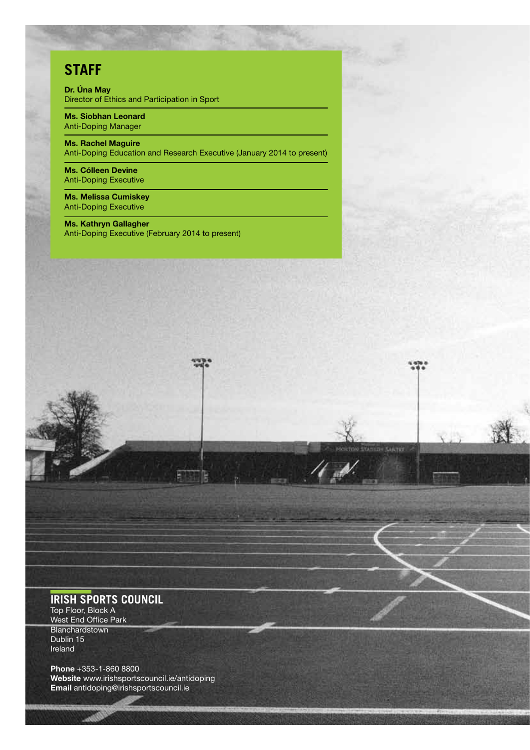# STAFF

**Dr. Úna May**
Director of Ethics and Participation in Sport

**Ms. Siobhan Leonard**
Anti-Doping Manager

**Ms. Rachel Maguire**
Anti-Doping Education and Research Executive (January 2014 to present)

**Ms. Cólleen Devine**
Anti-Doping Executive

**Ms. Melissa Cumiskey**
Anti-Doping Executive

**Ms. Kathryn Gallagher**
Anti-Doping Executive (February 2014 to present)

## IRISH SPORTS COUNCIL

Top Floor, Block A
West End Office Park
Blanchardstown
Dublin 15
Ireland

**Phone** +353-1-860 8800
**Website** www.irishsportscouncil.ie/antidoping
**Email** antidoping@irishsportscouncil.ie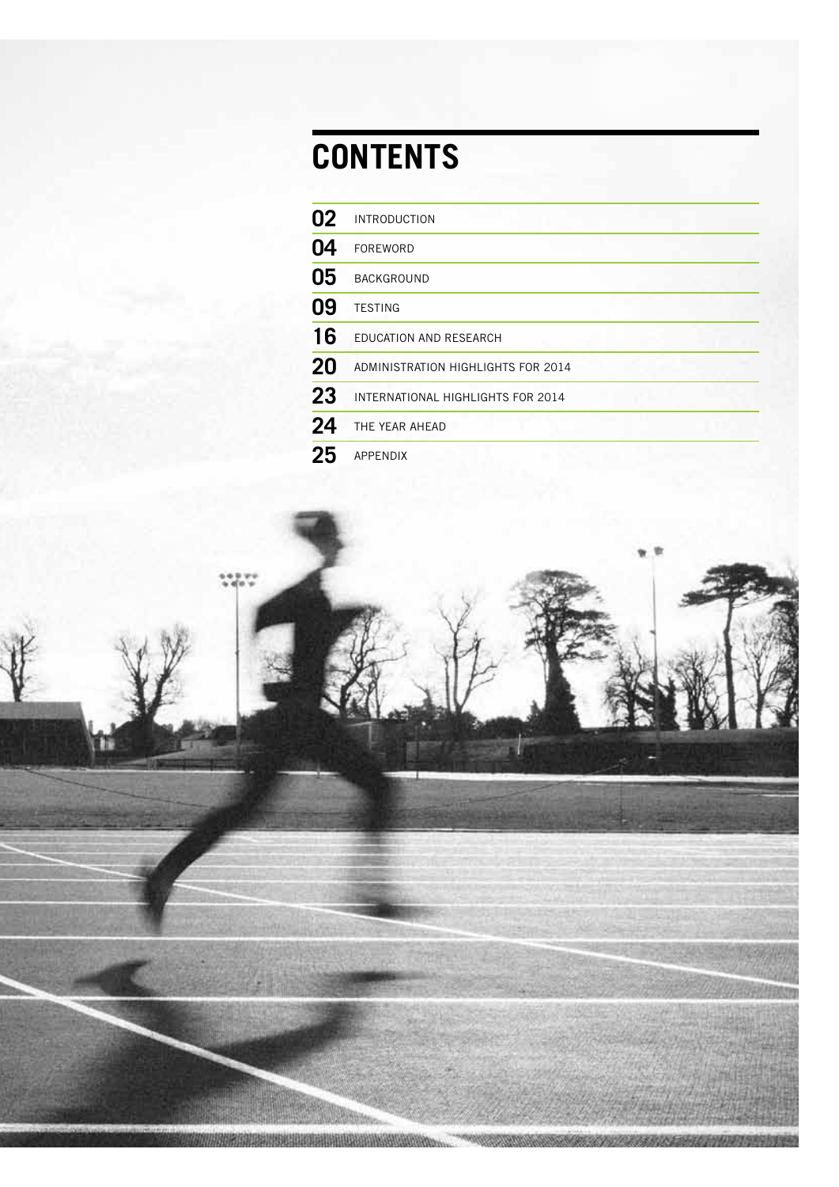# CONTENTS

| | |
|---|---|
| 02 | INTRODUCTION |
| 04 | FOREWORD |
| 05 | BACKGROUND |
| 09 | TESTING |
| 16 | EDUCATION AND RESEARCH |
| 20 | ADMINISTRATION HIGHLIGHTS FOR 2014 |
| 23 | INTERNATIONAL HIGHLIGHTS FOR 2014 |
| 24 | THE YEAR AHEAD |
| 25 | APPENDIX |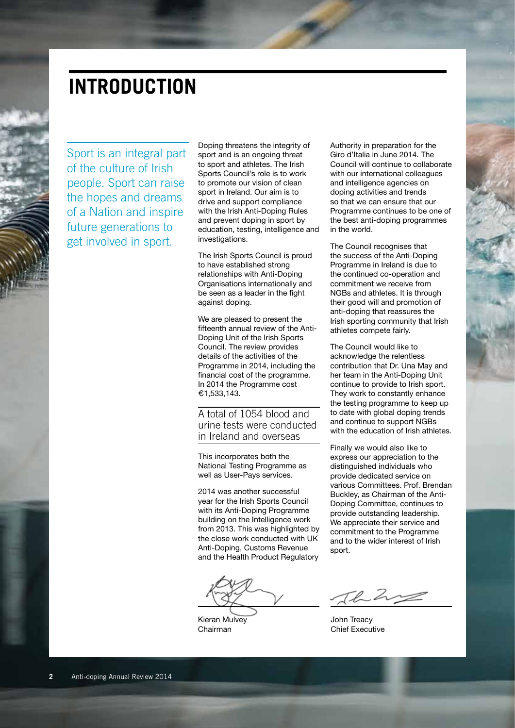# INTRODUCTION

Sport is an integral part of the culture of Irish people. Sport can raise the hopes and dreams of a Nation and inspire future generations to get involved in sport.

Doping threatens the integrity of sport and is an ongoing threat to sport and athletes. The Irish Sports Council's role is to work to promote our vision of clean sport in Ireland. Our aim is to drive and support compliance with the Irish Anti-Doping Rules and prevent doping in sport by education, testing, intelligence and investigations.

The Irish Sports Council is proud to have established strong relationships with Anti-Doping Organisations internationally and be seen as a leader in the fight against doping.

We are pleased to present the fifteenth annual review of the Anti-Doping Unit of the Irish Sports Council. The review provides details of the activities of the Programme in 2014, including the financial cost of the programme. In 2014 the Programme cost €1,533,143.

A total of 1054 blood and urine tests were conducted in Ireland and overseas

This incorporates both the National Testing Programme as well as User-Pays services.

2014 was another successful year for the Irish Sports Council with its Anti-Doping Programme building on the Intelligence work from 2013. This was highlighted by the close work conducted with UK Anti-Doping, Customs Revenue and the Health Product Regulatory Authority in preparation for the Giro d'Italia in June 2014. The Council will continue to collaborate with our international colleagues and intelligence agencies on doping activities and trends so that we can ensure that our Programme continues to be one of the best anti-doping programmes in the world.

The Council recognises that the success of the Anti-Doping Programme in Ireland is due to the continued co-operation and commitment we receive from NGBs and athletes. It is through their good will and promotion of anti-doping that reassures the Irish sporting community that Irish athletes compete fairly.

The Council would like to acknowledge the relentless contribution that Dr. Una May and her team in the Anti-Doping Unit continue to provide to Irish sport. They work to constantly enhance the testing programme to keep up to date with global doping trends and continue to support NGBs with the education of Irish athletes.

Finally we would also like to express our appreciation to the distinguished individuals who provide dedicated service on various Committees. Prof. Brendan Buckley, as Chairman of the Anti-Doping Committee, continues to provide outstanding leadership. We appreciate their service and commitment to the Programme and to the wider interest of Irish sport.

Kieran Mulvey
Chairman

John Treacy
Chief Executive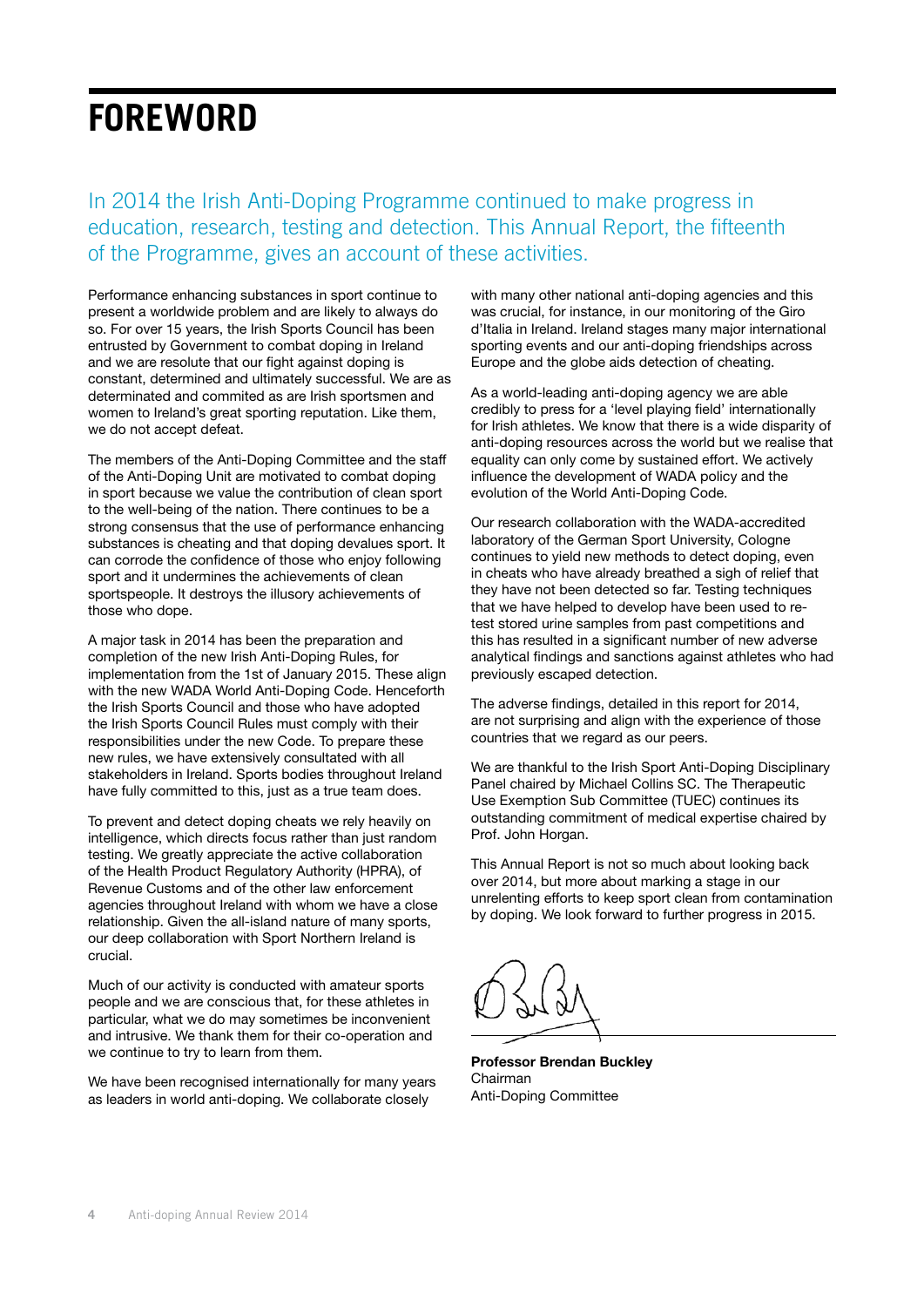# FOREWORD

In 2014 the Irish Anti-Doping Programme continued to make progress in education, research, testing and detection. This Annual Report, the fifteenth of the Programme, gives an account of these activities.

Performance enhancing substances in sport continue to present a worldwide problem and are likely to always do so. For over 15 years, the Irish Sports Council has been entrusted by Government to combat doping in Ireland and we are resolute that our fight against doping is constant, determined and ultimately successful. We are as determinated and commited as are Irish sportsmen and women to Ireland's great sporting reputation. Like them, we do not accept defeat.

The members of the Anti-Doping Committee and the staff of the Anti-Doping Unit are motivated to combat doping in sport because we value the contribution of clean sport to the well-being of the nation. There continues to be a strong consensus that the use of performance enhancing substances is cheating and that doping devalues sport. It can corrode the confidence of those who enjoy following sport and it undermines the achievements of clean sportspeople. It destroys the illusory achievements of those who dope.

A major task in 2014 has been the preparation and completion of the new Irish Anti-Doping Rules, for implementation from the 1st of January 2015. These align with the new WADA World Anti-Doping Code. Henceforth the Irish Sports Council and those who have adopted the Irish Sports Council Rules must comply with their responsibilities under the new Code. To prepare these new rules, we have extensively consulted with all stakeholders in Ireland. Sports bodies throughout Ireland have fully committed to this, just as a true team does.

To prevent and detect doping cheats we rely heavily on intelligence, which directs focus rather than just random testing. We greatly appreciate the active collaboration of the Health Product Regulatory Authority (HPRA), of Revenue Customs and of the other law enforcement agencies throughout Ireland with whom we have a close relationship. Given the all-island nature of many sports, our deep collaboration with Sport Northern Ireland is crucial.

Much of our activity is conducted with amateur sports people and we are conscious that, for these athletes in particular, what we do may sometimes be inconvenient and intrusive. We thank them for their co-operation and we continue to try to learn from them.

We have been recognised internationally for many years as leaders in world anti-doping. We collaborate closely with many other national anti-doping agencies and this was crucial, for instance, in our monitoring of the Giro d'Italia in Ireland. Ireland stages many major international sporting events and our anti-doping friendships across Europe and the globe aids detection of cheating.

As a world-leading anti-doping agency we are able credibly to press for a 'level playing field' internationally for Irish athletes. We know that there is a wide disparity of anti-doping resources across the world but we realise that equality can only come by sustained effort. We actively influence the development of WADA policy and the evolution of the World Anti-Doping Code.

Our research collaboration with the WADA-accredited laboratory of the German Sport University, Cologne continues to yield new methods to detect doping, even in cheats who have already breathed a sigh of relief that they have not been detected so far. Testing techniques that we have helped to develop have been used to re-test stored urine samples from past competitions and this has resulted in a significant number of new adverse analytical findings and sanctions against athletes who had previously escaped detection.

The adverse findings, detailed in this report for 2014, are not surprising and align with the experience of those countries that we regard as our peers.

We are thankful to the Irish Sport Anti-Doping Disciplinary Panel chaired by Michael Collins SC. The Therapeutic Use Exemption Sub Committee (TUEC) continues its outstanding commitment of medical expertise chaired by Prof. John Horgan.

This Annual Report is not so much about looking back over 2014, but more about marking a stage in our unrelenting efforts to keep sport clean from contamination by doping. We look forward to further progress in 2015.

**Professor Brendan Buckley**
Chairman
Anti-Doping Committee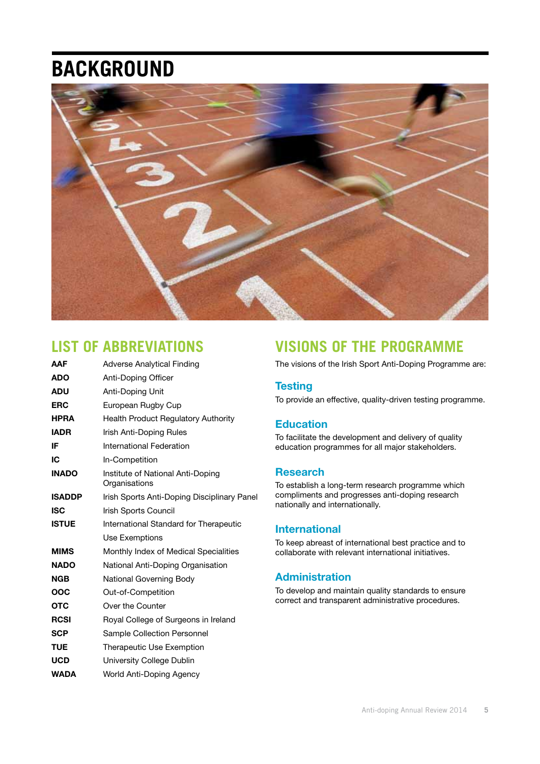# BACKGROUND

## LIST OF ABBREVIATIONS

| | |
|---|---|
| **AAF** | Adverse Analytical Finding |
| **ADO** | Anti-Doping Officer |
| **ADU** | Anti-Doping Unit |
| **ERC** | European Rugby Cup |
| **HPRA** | Health Product Regulatory Authority |
| **IADR** | Irish Anti-Doping Rules |
| **IF** | International Federation |
| **IC** | In-Competition |
| **INADO** | Institute of National Anti-Doping Organisations |
| **ISADDP** | Irish Sports Anti-Doping Disciplinary Panel |
| **ISC** | Irish Sports Council |
| **ISTUE** | International Standard for Therapeutic Use Exemptions |
| **MIMS** | Monthly Index of Medical Specialities |
| **NADO** | National Anti-Doping Organisation |
| **NGB** | National Governing Body |
| **OOC** | Out-of-Competition |
| **OTC** | Over the Counter |
| **RCSI** | Royal College of Surgeons in Ireland |
| **SCP** | Sample Collection Personnel |
| **TUE** | Therapeutic Use Exemption |
| **UCD** | University College Dublin |
| **WADA** | World Anti-Doping Agency |

## VISIONS OF THE PROGRAMME

The visions of the Irish Sport Anti-Doping Programme are:

### Testing

To provide an effective, quality-driven testing programme.

### Education

To facilitate the development and delivery of quality education programmes for all major stakeholders.

### Research

To establish a long-term research programme which compliments and progresses anti-doping research nationally and internationally.

### International

To keep abreast of international best practice and to collaborate with relevant international initiatives.

### Administration

To develop and maintain quality standards to ensure correct and transparent administrative procedures.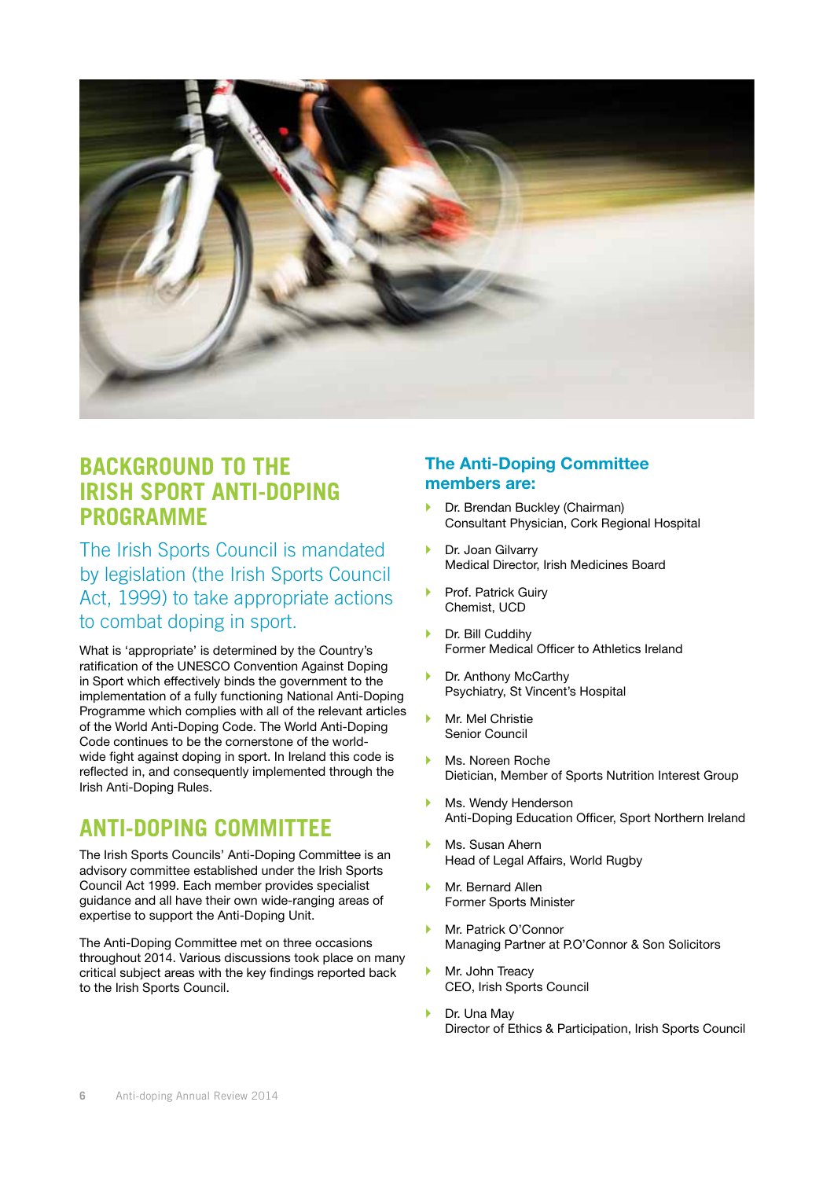# BACKGROUND TO THE IRISH SPORT ANTI-DOPING PROGRAMME

The Irish Sports Council is mandated by legislation (the Irish Sports Council Act, 1999) to take appropriate actions to combat doping in sport.

What is 'appropriate' is determined by the Country's ratification of the UNESCO Convention Against Doping in Sport which effectively binds the government to the implementation of a fully functioning National Anti-Doping Programme which complies with all of the relevant articles of the World Anti-Doping Code. The World Anti-Doping Code continues to be the cornerstone of the world-wide fight against doping in sport. In Ireland this code is reflected in, and consequently implemented through the Irish Anti-Doping Rules.

## ANTI-DOPING COMMITTEE

The Irish Sports Councils' Anti-Doping Committee is an advisory committee established under the Irish Sports Council Act 1999. Each member provides specialist guidance and all have their own wide-ranging areas of expertise to support the Anti-Doping Unit.

The Anti-Doping Committee met on three occasions throughout 2014. Various discussions took place on many critical subject areas with the key findings reported back to the Irish Sports Council.

### The Anti-Doping Committee members are:

- Dr. Brendan Buckley (Chairman)
  Consultant Physician, Cork Regional Hospital
- Dr. Joan Gilvarry
  Medical Director, Irish Medicines Board
- Prof. Patrick Guiry
  Chemist, UCD
- Dr. Bill Cuddihy
  Former Medical Officer to Athletics Ireland
- Dr. Anthony McCarthy
  Psychiatry, St Vincent's Hospital
- Mr. Mel Christie
  Senior Council
- Ms. Noreen Roche
  Dietician, Member of Sports Nutrition Interest Group
- Ms. Wendy Henderson
  Anti-Doping Education Officer, Sport Northern Ireland
- Ms. Susan Ahern
  Head of Legal Affairs, World Rugby
- Mr. Bernard Allen
  Former Sports Minister
- Mr. Patrick O'Connor
  Managing Partner at P.O'Connor & Son Solicitors
- Mr. John Treacy
  CEO, Irish Sports Council
- Dr. Una May
  Director of Ethics & Participation, Irish Sports Council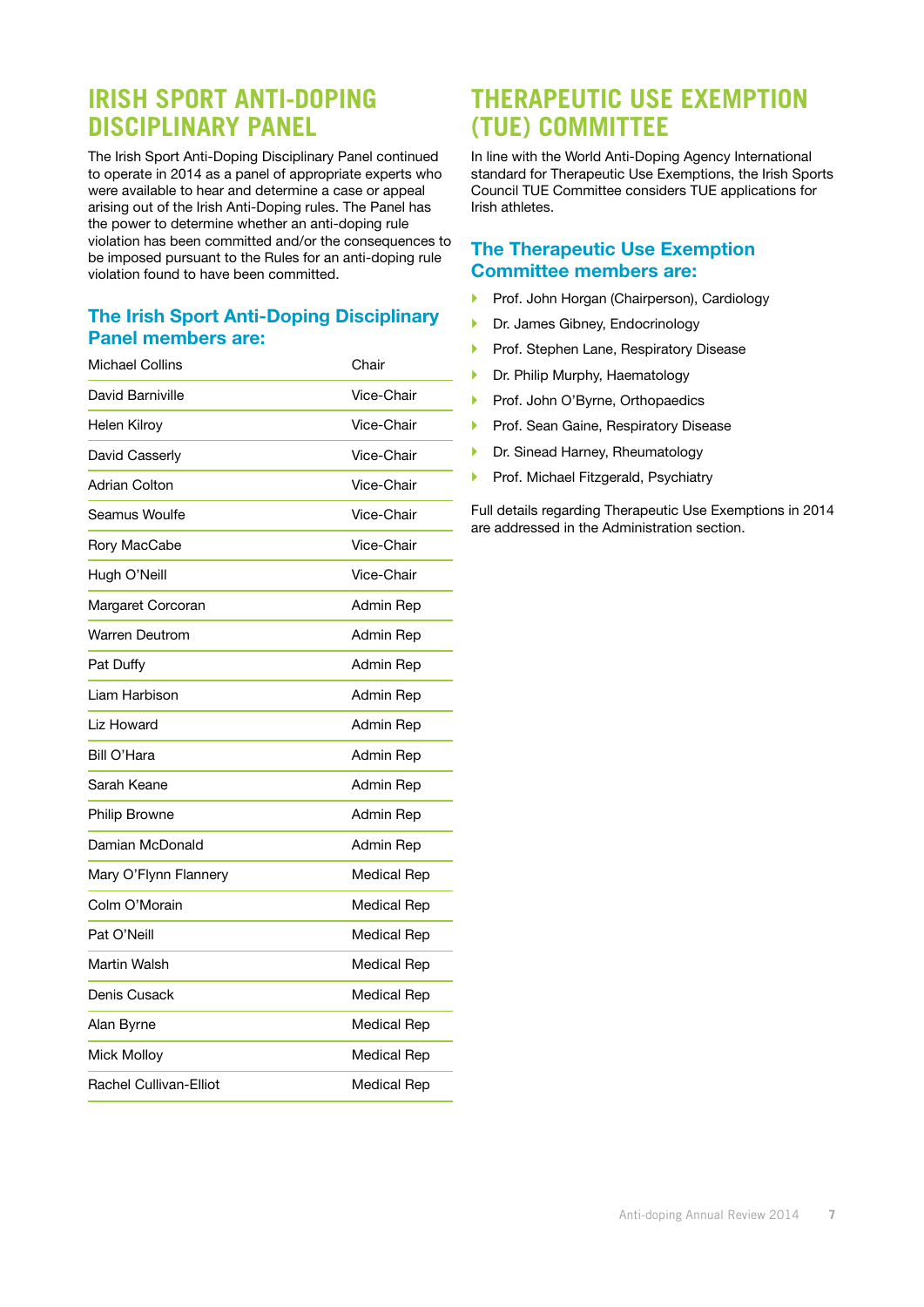# IRISH SPORT ANTI-DOPING DISCIPLINARY PANEL

The Irish Sport Anti-Doping Disciplinary Panel continued to operate in 2014 as a panel of appropriate experts who were available to hear and determine a case or appeal arising out of the Irish Anti-Doping rules. The Panel has the power to determine whether an anti-doping rule violation has been committed and/or the consequences to be imposed pursuant to the Rules for an anti-doping rule violation found to have been committed.

## The Irish Sport Anti-Doping Disciplinary Panel members are:

| Name | Role |
|---|---|
| Michael Collins | Chair |
| David Barniville | Vice-Chair |
| Helen Kilroy | Vice-Chair |
| David Casserly | Vice-Chair |
| Adrian Colton | Vice-Chair |
| Seamus Woulfe | Vice-Chair |
| Rory MacCabe | Vice-Chair |
| Hugh O'Neill | Vice-Chair |
| Margaret Corcoran | Admin Rep |
| Warren Deutrom | Admin Rep |
| Pat Duffy | Admin Rep |
| Liam Harbison | Admin Rep |
| Liz Howard | Admin Rep |
| Bill O'Hara | Admin Rep |
| Sarah Keane | Admin Rep |
| Philip Browne | Admin Rep |
| Damian McDonald | Admin Rep |
| Mary O'Flynn Flannery | Medical Rep |
| Colm O'Morain | Medical Rep |
| Pat O'Neill | Medical Rep |
| Martin Walsh | Medical Rep |
| Denis Cusack | Medical Rep |
| Alan Byrne | Medical Rep |
| Mick Molloy | Medical Rep |
| Rachel Cullivan-Elliot | Medical Rep |

# THERAPEUTIC USE EXEMPTION (TUE) COMMITTEE

In line with the World Anti-Doping Agency International standard for Therapeutic Use Exemptions, the Irish Sports Council TUE Committee considers TUE applications for Irish athletes.

## The Therapeutic Use Exemption Committee members are:

- Prof. John Horgan (Chairperson), Cardiology
- Dr. James Gibney, Endocrinology
- Prof. Stephen Lane, Respiratory Disease
- Dr. Philip Murphy, Haematology
- Prof. John O'Byrne, Orthopaedics
- Prof. Sean Gaine, Respiratory Disease
- Dr. Sinead Harney, Rheumatology
- Prof. Michael Fitzgerald, Psychiatry

Full details regarding Therapeutic Use Exemptions in 2014 are addressed in the Administration section.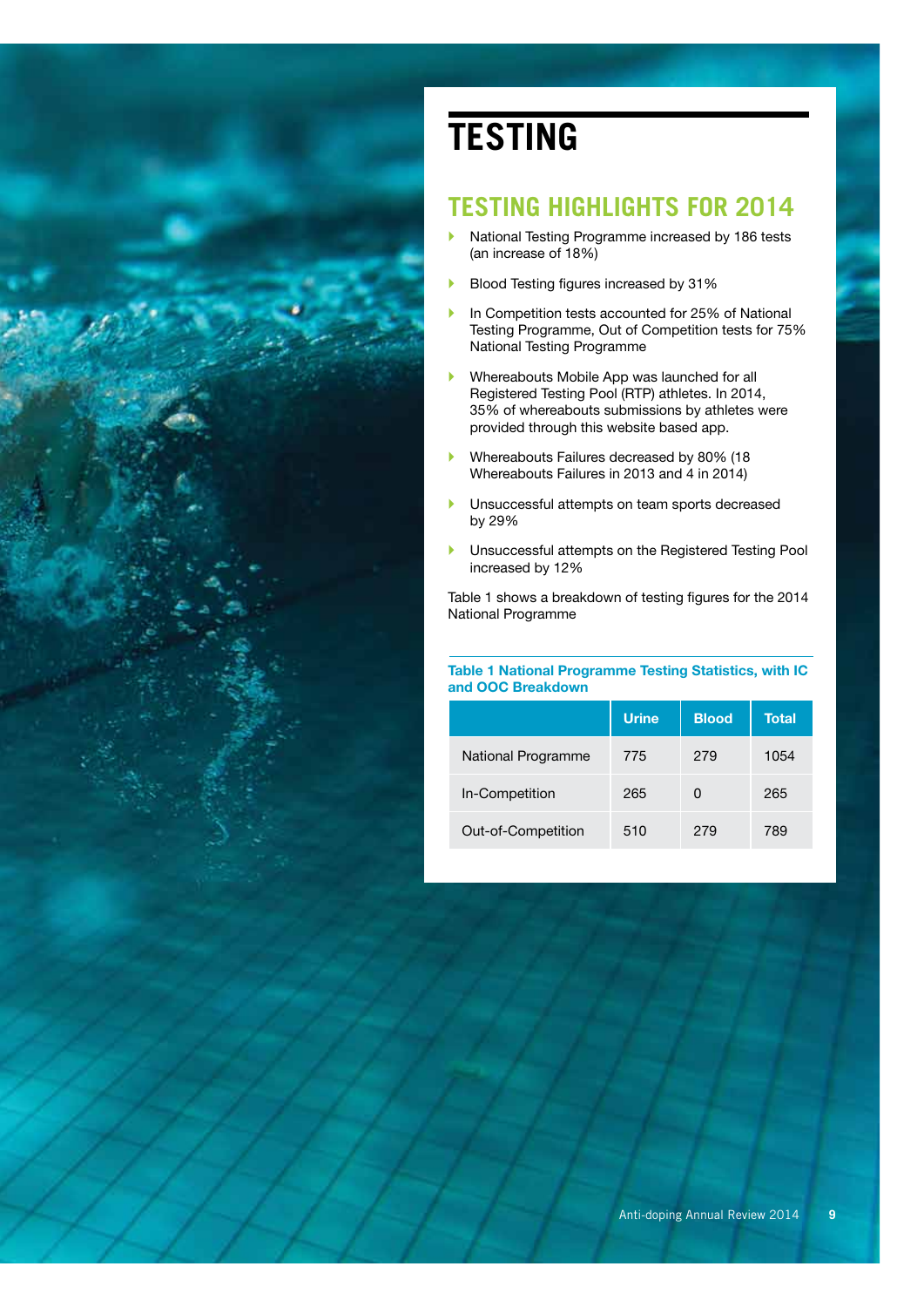# TESTING

## TESTING HIGHLIGHTS FOR 2014

- National Testing Programme increased by 186 tests (an increase of 18%)
- Blood Testing figures increased by 31%
- In Competition tests accounted for 25% of National Testing Programme, Out of Competition tests for 75% National Testing Programme
- Whereabouts Mobile App was launched for all Registered Testing Pool (RTP) athletes. In 2014, 35% of whereabouts submissions by athletes were provided through this website based app.
- Whereabouts Failures decreased by 80% (18 Whereabouts Failures in 2013 and 4 in 2014)
- Unsuccessful attempts on team sports decreased by 29%
- Unsuccessful attempts on the Registered Testing Pool increased by 12%

Table 1 shows a breakdown of testing figures for the 2014 National Programme

**Table 1 National Programme Testing Statistics, with IC and OOC Breakdown**

| | Urine | Blood | Total |
|---|---|---|---|
| National Programme | 775 | 279 | 1054 |
| In-Competition | 265 | 0 | 265 |
| Out-of-Competition | 510 | 279 | 789 |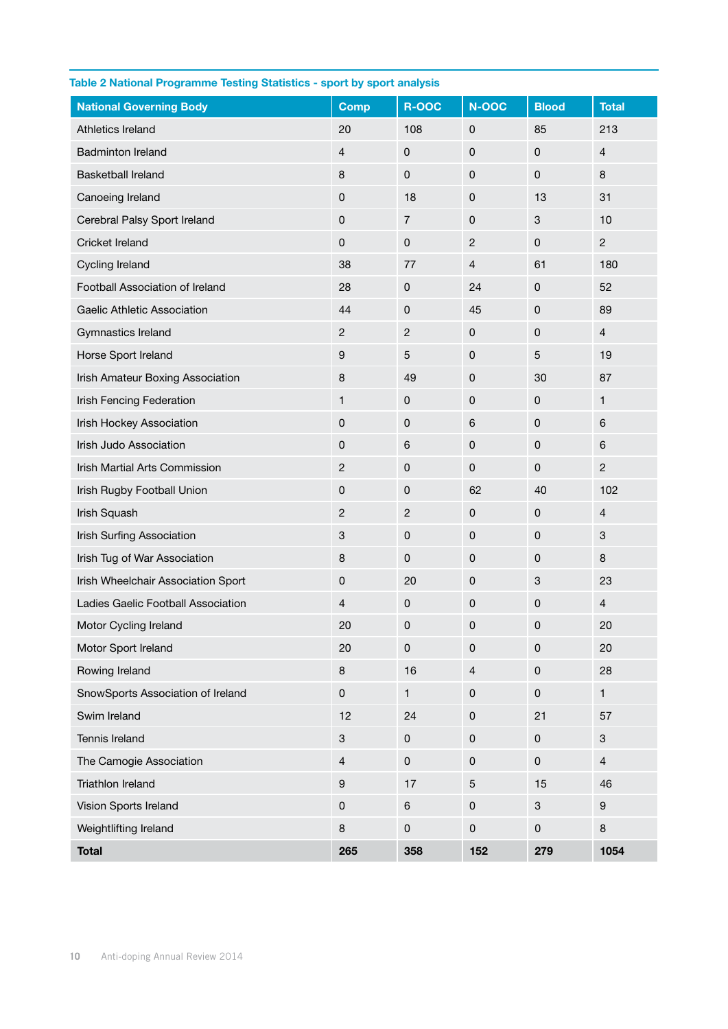**Table 2 National Programme Testing Statistics - sport by sport analysis**

| National Governing Body | Comp | R-OOC | N-OOC | Blood | Total |
|---|---|---|---|---|---|
| Athletics Ireland | 20 | 108 | 0 | 85 | 213 |
| Badminton Ireland | 4 | 0 | 0 | 0 | 4 |
| Basketball Ireland | 8 | 0 | 0 | 0 | 8 |
| Canoeing Ireland | 0 | 18 | 0 | 13 | 31 |
| Cerebral Palsy Sport Ireland | 0 | 7 | 0 | 3 | 10 |
| Cricket Ireland | 0 | 0 | 2 | 0 | 2 |
| Cycling Ireland | 38 | 77 | 4 | 61 | 180 |
| Football Association of Ireland | 28 | 0 | 24 | 0 | 52 |
| Gaelic Athletic Association | 44 | 0 | 45 | 0 | 89 |
| Gymnastics Ireland | 2 | 2 | 0 | 0 | 4 |
| Horse Sport Ireland | 9 | 5 | 0 | 5 | 19 |
| Irish Amateur Boxing Association | 8 | 49 | 0 | 30 | 87 |
| Irish Fencing Federation | 1 | 0 | 0 | 0 | 1 |
| Irish Hockey Association | 0 | 0 | 6 | 0 | 6 |
| Irish Judo Association | 0 | 6 | 0 | 0 | 6 |
| Irish Martial Arts Commission | 2 | 0 | 0 | 0 | 2 |
| Irish Rugby Football Union | 0 | 0 | 62 | 40 | 102 |
| Irish Squash | 2 | 2 | 0 | 0 | 4 |
| Irish Surfing Association | 3 | 0 | 0 | 0 | 3 |
| Irish Tug of War Association | 8 | 0 | 0 | 0 | 8 |
| Irish Wheelchair Association Sport | 0 | 20 | 0 | 3 | 23 |
| Ladies Gaelic Football Association | 4 | 0 | 0 | 0 | 4 |
| Motor Cycling Ireland | 20 | 0 | 0 | 0 | 20 |
| Motor Sport Ireland | 20 | 0 | 0 | 0 | 20 |
| Rowing Ireland | 8 | 16 | 4 | 0 | 28 |
| SnowSports Association of Ireland | 0 | 1 | 0 | 0 | 1 |
| Swim Ireland | 12 | 24 | 0 | 21 | 57 |
| Tennis Ireland | 3 | 0 | 0 | 0 | 3 |
| The Camogie Association | 4 | 0 | 0 | 0 | 4 |
| Triathlon Ireland | 9 | 17 | 5 | 15 | 46 |
| Vision Sports Ireland | 0 | 6 | 0 | 3 | 9 |
| Weightlifting Ireland | 8 | 0 | 0 | 0 | 8 |
| **Total** | **265** | **358** | **152** | **279** | **1054** |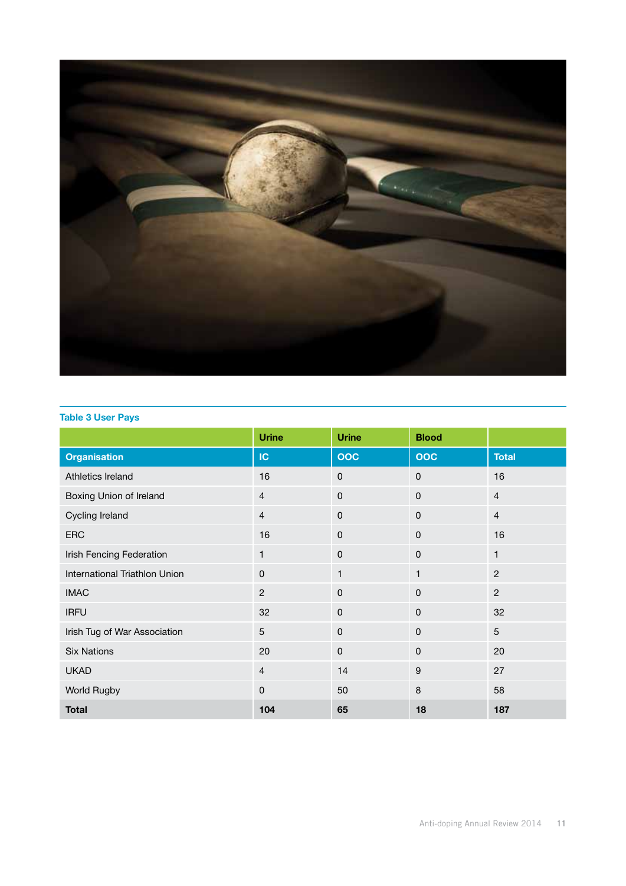**Table 3 User Pays**

| | Urine | Urine | Blood | |
|---|---|---|---|---|
| **Organisation** | **IC** | **OOC** | **OOC** | **Total** |
| Athletics Ireland | 16 | 0 | 0 | 16 |
| Boxing Union of Ireland | 4 | 0 | 0 | 4 |
| Cycling Ireland | 4 | 0 | 0 | 4 |
| ERC | 16 | 0 | 0 | 16 |
| Irish Fencing Federation | 1 | 0 | 0 | 1 |
| International Triathlon Union | 0 | 1 | 1 | 2 |
| IMAC | 2 | 0 | 0 | 2 |
| IRFU | 32 | 0 | 0 | 32 |
| Irish Tug of War Association | 5 | 0 | 0 | 5 |
| Six Nations | 20 | 0 | 0 | 20 |
| UKAD | 4 | 14 | 9 | 27 |
| World Rugby | 0 | 50 | 8 | 58 |
| **Total** | **104** | **65** | **18** | **187** |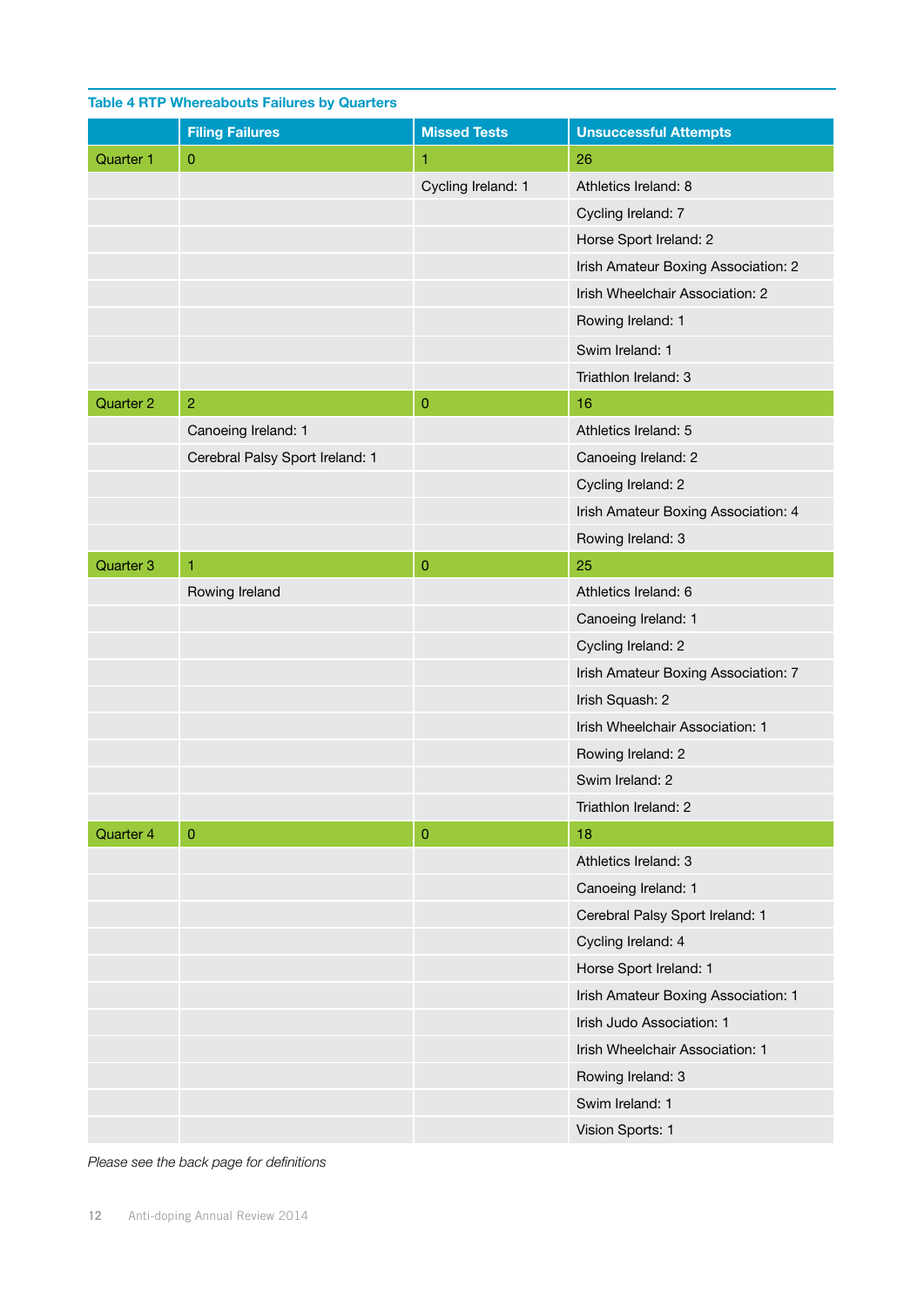**Table 4 RTP Whereabouts Failures by Quarters**

| | Filing Failures | Missed Tests | Unsuccessful Attempts |
|---|---|---|---|
| Quarter 1 | 0 | 1 | 26 |
| | | Cycling Ireland: 1 | Athletics Ireland: 8 |
| | | | Cycling Ireland: 7 |
| | | | Horse Sport Ireland: 2 |
| | | | Irish Amateur Boxing Association: 2 |
| | | | Irish Wheelchair Association: 2 |
| | | | Rowing Ireland: 1 |
| | | | Swim Ireland: 1 |
| | | | Triathlon Ireland: 3 |
| Quarter 2 | 2 | 0 | 16 |
| | Canoeing Ireland: 1 | | Athletics Ireland: 5 |
| | Cerebral Palsy Sport Ireland: 1 | | Canoeing Ireland: 2 |
| | | | Cycling Ireland: 2 |
| | | | Irish Amateur Boxing Association: 4 |
| | | | Rowing Ireland: 3 |
| Quarter 3 | 1 | 0 | 25 |
| | Rowing Ireland | | Athletics Ireland: 6 |
| | | | Canoeing Ireland: 1 |
| | | | Cycling Ireland: 2 |
| | | | Irish Amateur Boxing Association: 7 |
| | | | Irish Squash: 2 |
| | | | Irish Wheelchair Association: 1 |
| | | | Rowing Ireland: 2 |
| | | | Swim Ireland: 2 |
| | | | Triathlon Ireland: 2 |
| Quarter 4 | 0 | 0 | 18 |
| | | | Athletics Ireland: 3 |
| | | | Canoeing Ireland: 1 |
| | | | Cerebral Palsy Sport Ireland: 1 |
| | | | Cycling Ireland: 4 |
| | | | Horse Sport Ireland: 1 |
| | | | Irish Amateur Boxing Association: 1 |
| | | | Irish Judo Association: 1 |
| | | | Irish Wheelchair Association: 1 |
| | | | Rowing Ireland: 3 |
| | | | Swim Ireland: 1 |
| | | | Vision Sports: 1 |

*Please see the back page for definitions*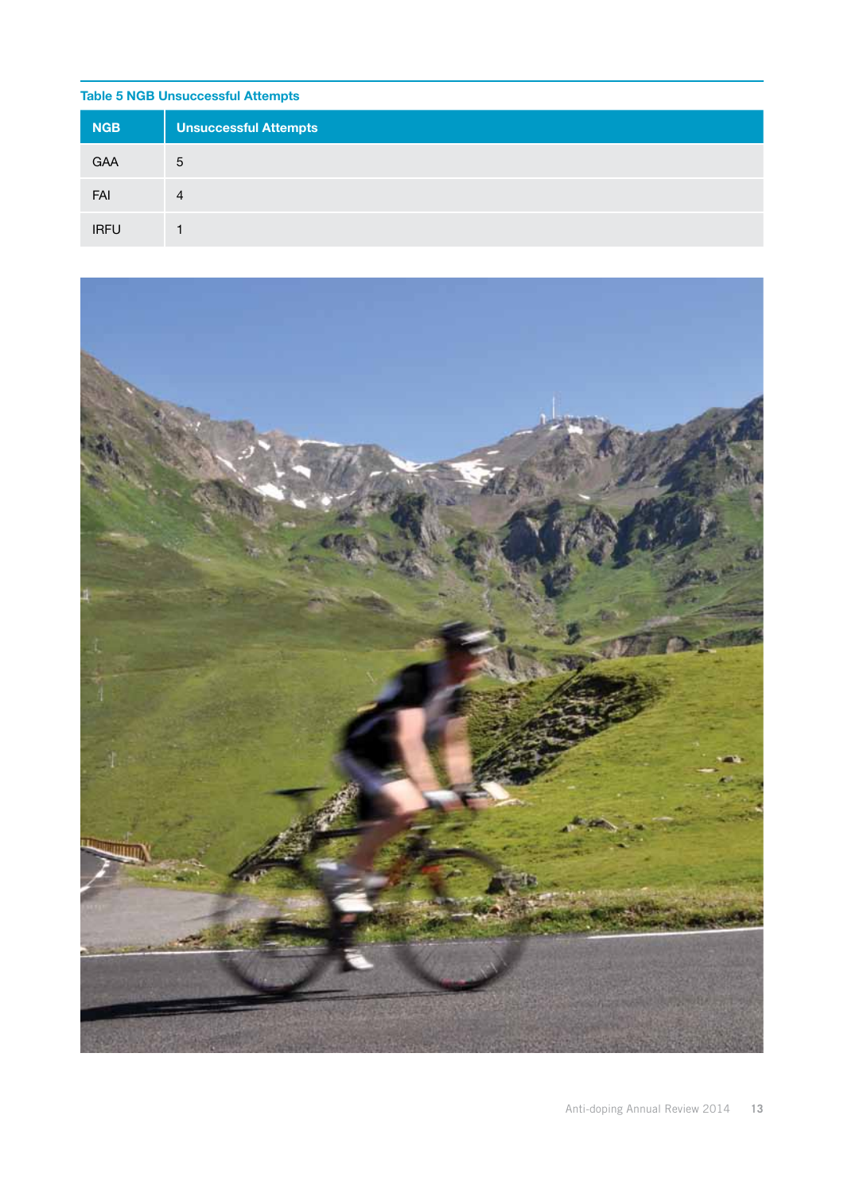**Table 5 NGB Unsuccessful Attempts**

| NGB | Unsuccessful Attempts |
| --- | --- |
| GAA | 5 |
| FAI | 4 |
| IRFU | 1 |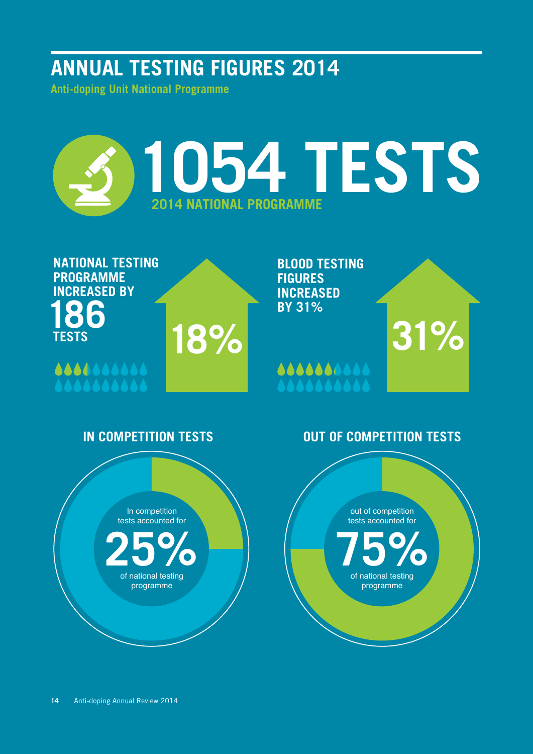# ANNUAL TESTING FIGURES 2014

**Anti-doping Unit National Programme**

# 1054 TESTS

**2014 NATIONAL PROGRAMME**

**NATIONAL TESTING PROGRAMME INCREASED BY**

**186**

**TESTS**

**18%**

**BLOOD TESTING FIGURES INCREASED BY 31%**

**31%**

## IN COMPETITION TESTS

In competition tests accounted for

**25%**

of national testing programme

## OUT OF COMPETITION TESTS

out of competition tests accounted for

**75%**

of national testing programme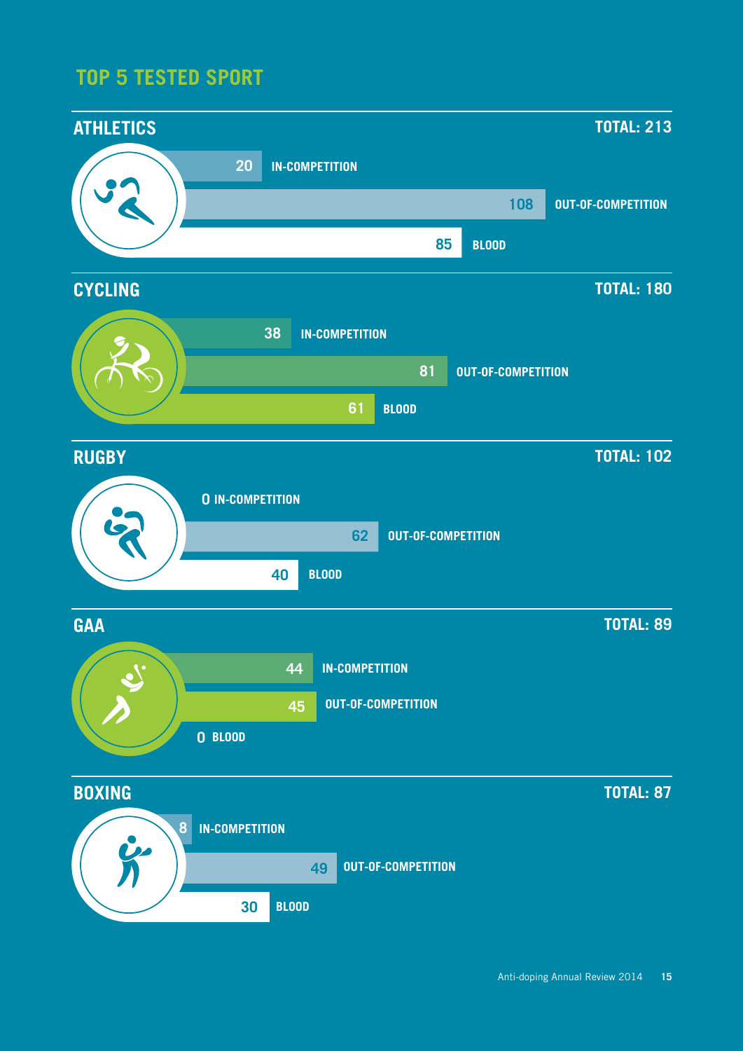## TOP 5 TESTED SPORT

### ATHLETICS

TOTAL: 213

- 20 IN-COMPETITION
- 108 OUT-OF-COMPETITION
- 85 BLOOD

### CYCLING

TOTAL: 180

- 38 IN-COMPETITION
- 81 OUT-OF-COMPETITION
- 61 BLOOD

### RUGBY

TOTAL: 102

- 0 IN-COMPETITION
- 62 OUT-OF-COMPETITION
- 40 BLOOD

### GAA

TOTAL: 89

- 44 IN-COMPETITION
- 45 OUT-OF-COMPETITION
- 0 BLOOD

### BOXING

TOTAL: 87

- 8 IN-COMPETITION
- 49 OUT-OF-COMPETITION
- 30 BLOOD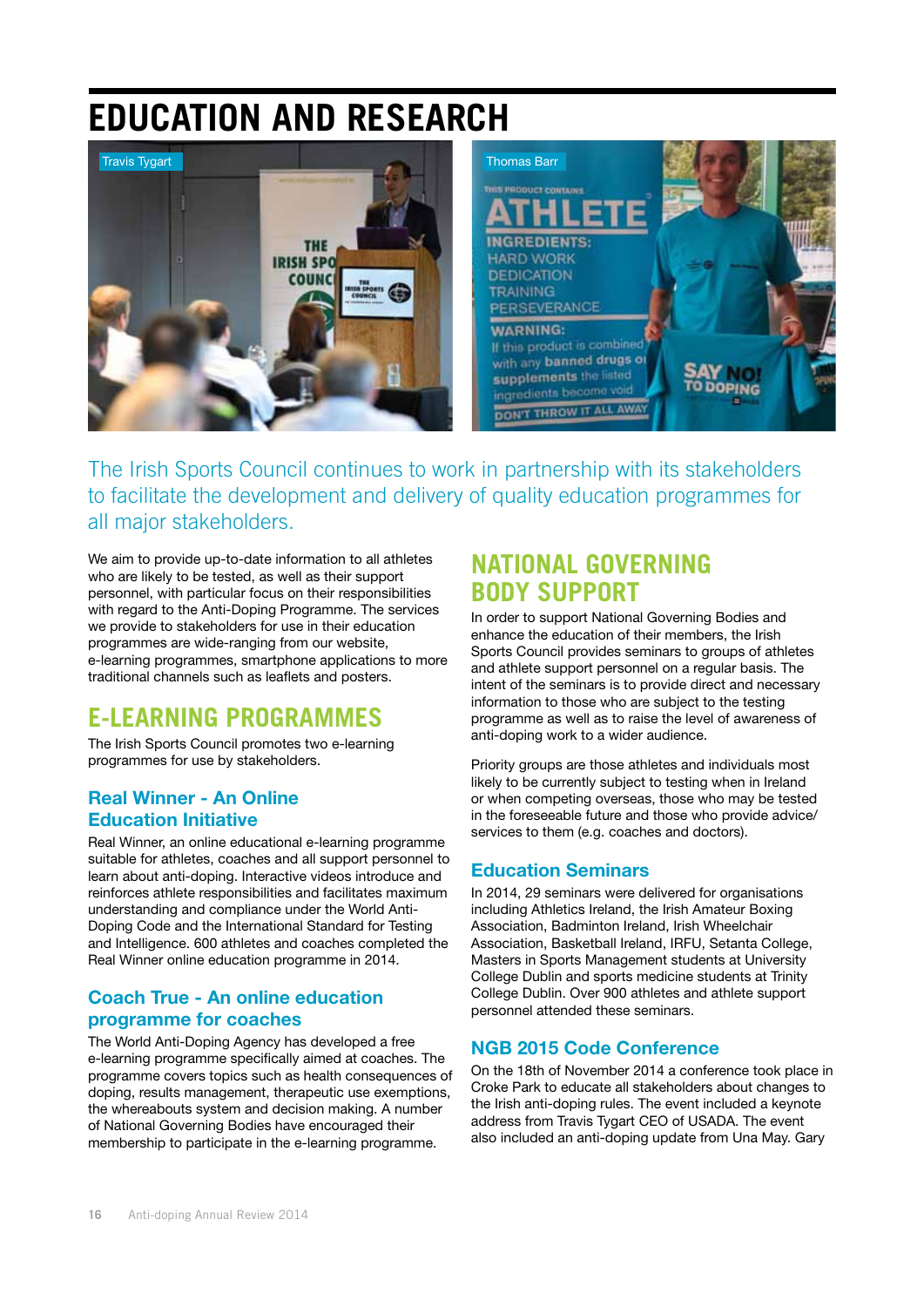# EDUCATION AND RESEARCH

Travis Tygart

Thomas Barr

The Irish Sports Council continues to work in partnership with its stakeholders to facilitate the development and delivery of quality education programmes for all major stakeholders.

We aim to provide up-to-date information to all athletes who are likely to be tested, as well as their support personnel, with particular focus on their responsibilities with regard to the Anti-Doping Programme. The services we provide to stakeholders for use in their education programmes are wide-ranging from our website, e-learning programmes, smartphone applications to more traditional channels such as leaflets and posters.

## E-LEARNING PROGRAMMES

The Irish Sports Council promotes two e-learning programmes for use by stakeholders.

### Real Winner - An Online Education Initiative

Real Winner, an online educational e-learning programme suitable for athletes, coaches and all support personnel to learn about anti-doping. Interactive videos introduce and reinforces athlete responsibilities and facilitates maximum understanding and compliance under the World Anti-Doping Code and the International Standard for Testing and Intelligence. 600 athletes and coaches completed the Real Winner online education programme in 2014.

### Coach True - An online education programme for coaches

The World Anti-Doping Agency has developed a free e-learning programme specifically aimed at coaches. The programme covers topics such as health consequences of doping, results management, therapeutic use exemptions, the whereabouts system and decision making. A number of National Governing Bodies have encouraged their membership to participate in the e-learning programme.

## NATIONAL GOVERNING BODY SUPPORT

In order to support National Governing Bodies and enhance the education of their members, the Irish Sports Council provides seminars to groups of athletes and athlete support personnel on a regular basis. The intent of the seminars is to provide direct and necessary information to those who are subject to the testing programme as well as to raise the level of awareness of anti-doping work to a wider audience.

Priority groups are those athletes and individuals most likely to be currently subject to testing when in Ireland or when competing overseas, those who may be tested in the foreseeable future and those who provide advice/ services to them (e.g. coaches and doctors).

### Education Seminars

In 2014, 29 seminars were delivered for organisations including Athletics Ireland, the Irish Amateur Boxing Association, Badminton Ireland, Irish Wheelchair Association, Basketball Ireland, IRFU, Setanta College, Masters in Sports Management students at University College Dublin and sports medicine students at Trinity College Dublin. Over 900 athletes and athlete support personnel attended these seminars.

### NGB 2015 Code Conference

On the 18th of November 2014 a conference took place in Croke Park to educate all stakeholders about changes to the Irish anti-doping rules. The event included a keynote address from Travis Tygart CEO of USADA. The event also included an anti-doping update from Una May. Gary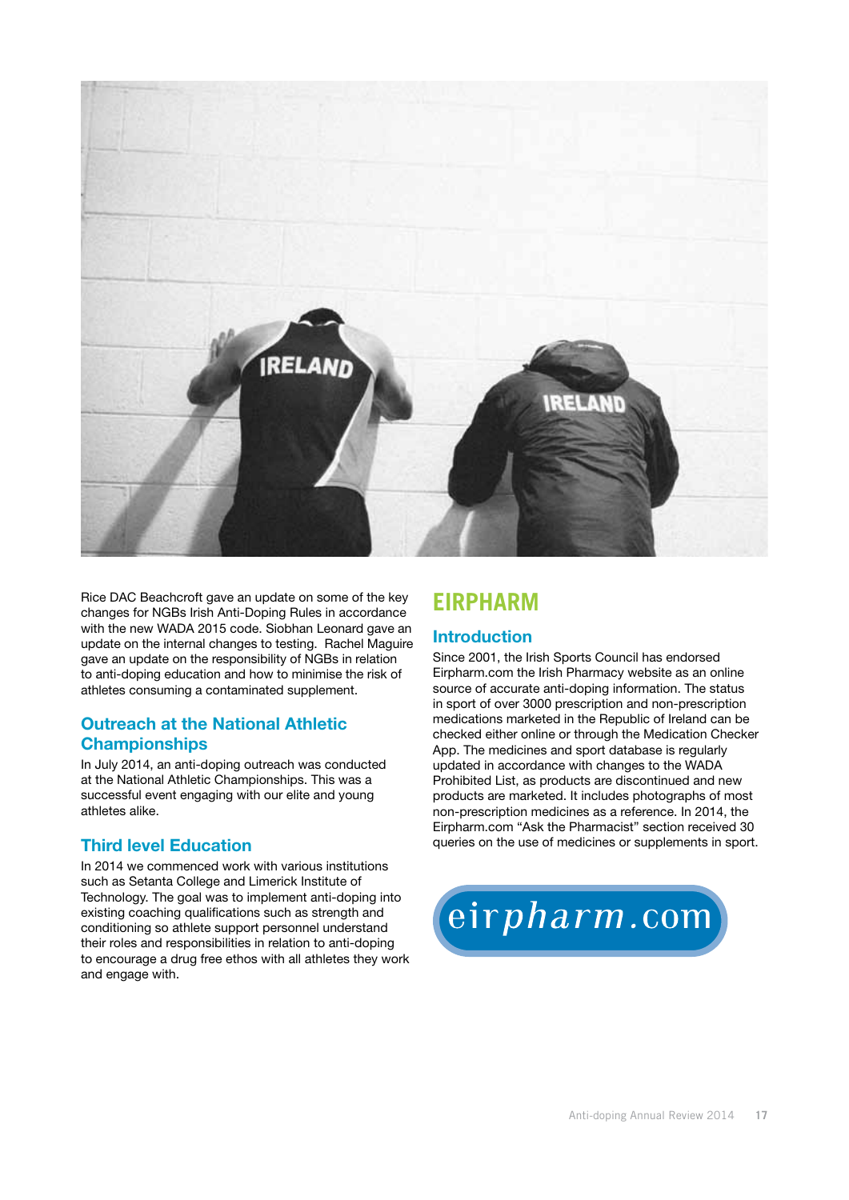Rice DAC Beachcroft gave an update on some of the key changes for NGBs Irish Anti-Doping Rules in accordance with the new WADA 2015 code. Siobhan Leonard gave an update on the internal changes to testing. Rachel Maguire gave an update on the responsibility of NGBs in relation to anti-doping education and how to minimise the risk of athletes consuming a contaminated supplement.

### Outreach at the National Athletic Championships

In July 2014, an anti-doping outreach was conducted at the National Athletic Championships. This was a successful event engaging with our elite and young athletes alike.

### Third level Education

In 2014 we commenced work with various institutions such as Setanta College and Limerick Institute of Technology. The goal was to implement anti-doping into existing coaching qualifications such as strength and conditioning so athlete support personnel understand their roles and responsibilities in relation to anti-doping to encourage a drug free ethos with all athletes they work and engage with.

## EIRPHARM

### Introduction

Since 2001, the Irish Sports Council has endorsed Eirpharm.com the Irish Pharmacy website as an online source of accurate anti-doping information. The status in sport of over 3000 prescription and non-prescription medications marketed in the Republic of Ireland can be checked either online or through the Medication Checker App. The medicines and sport database is regularly updated in accordance with changes to the WADA Prohibited List, as products are discontinued and new products are marketed. It includes photographs of most non-prescription medicines as a reference. In 2014, the Eirpharm.com "Ask the Pharmacist" section received 30 queries on the use of medicines or supplements in sport.

eirpharm.com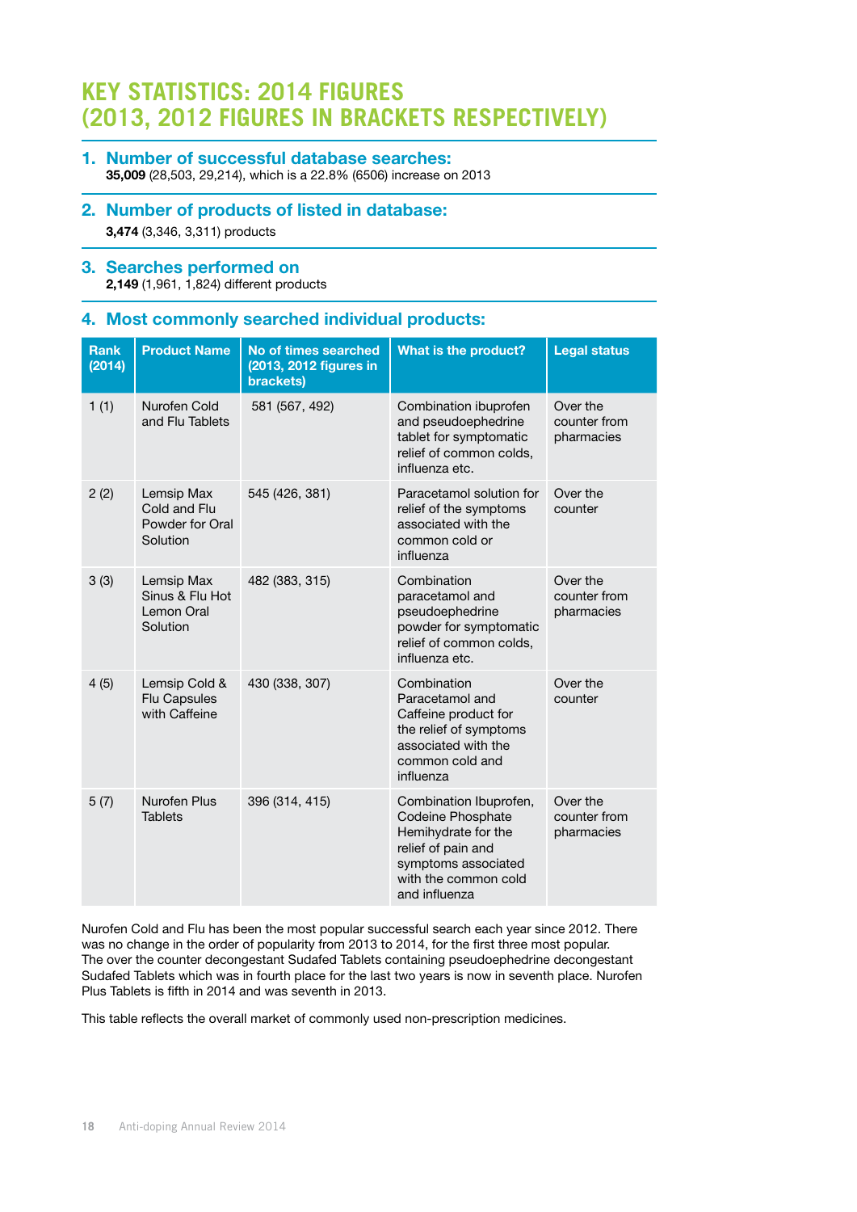# KEY STATISTICS: 2014 FIGURES (2013, 2012 FIGURES IN BRACKETS RESPECTIVELY)

## 1. Number of successful database searches:

**35,009** (28,503, 29,214), which is a 22.8% (6506) increase on 2013

## 2. Number of products of listed in database:

**3,474** (3,346, 3,311) products

## 3. Searches performed on

**2,149** (1,961, 1,824) different products

## 4. Most commonly searched individual products:

| Rank (2014) | Product Name | No of times searched (2013, 2012 figures in brackets) | What is the product? | Legal status |
|---|---|---|---|---|
| 1 (1) | Nurofen Cold and Flu Tablets | 581 (567, 492) | Combination ibuprofen and pseudoephedrine tablet for symptomatic relief of common colds, influenza etc. | Over the counter from pharmacies |
| 2 (2) | Lemsip Max Cold and Flu Powder for Oral Solution | 545 (426, 381) | Paracetamol solution for relief of the symptoms associated with the common cold or influenza | Over the counter |
| 3 (3) | Lemsip Max Sinus & Flu Hot Lemon Oral Solution | 482 (383, 315) | Combination paracetamol and pseudoephedrine powder for symptomatic relief of common colds, influenza etc. | Over the counter from pharmacies |
| 4 (5) | Lemsip Cold & Flu Capsules with Caffeine | 430 (338, 307) | Combination Paracetamol and Caffeine product for the relief of symptoms associated with the common cold and influenza | Over the counter |
| 5 (7) | Nurofen Plus Tablets | 396 (314, 415) | Combination Ibuprofen, Codeine Phosphate Hemihydrate for the relief of pain and symptoms associated with the common cold and influenza | Over the counter from pharmacies |

Nurofen Cold and Flu has been the most popular successful search each year since 2012. There was no change in the order of popularity from 2013 to 2014, for the first three most popular. The over the counter decongestant Sudafed Tablets containing pseudoephedrine decongestant Sudafed Tablets which was in fourth place for the last two years is now in seventh place. Nurofen Plus Tablets is fifth in 2014 and was seventh in 2013.

This table reflects the overall market of commonly used non-prescription medicines.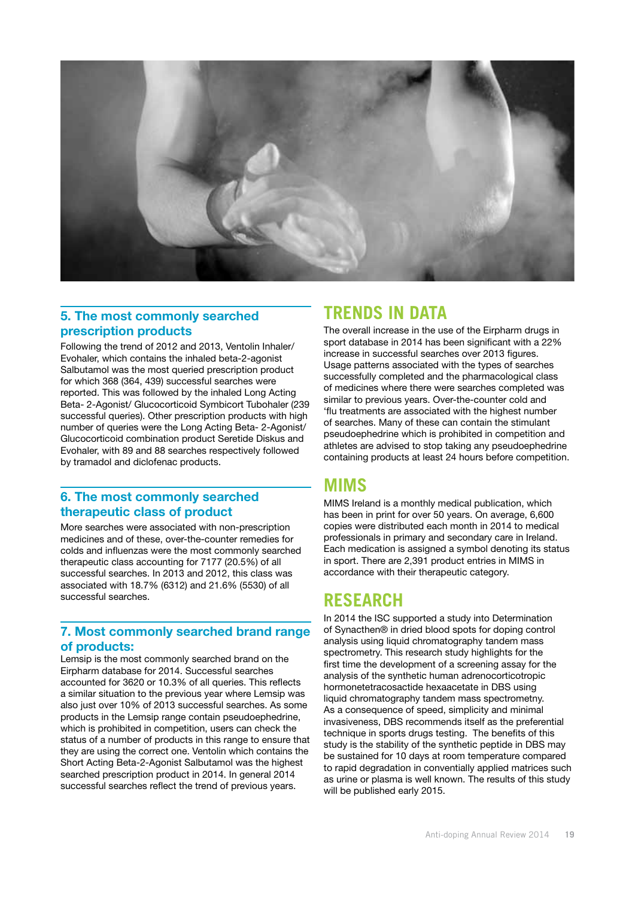## 5. The most commonly searched prescription products

Following the trend of 2012 and 2013, Ventolin Inhaler/ Evohaler, which contains the inhaled beta-2-agonist Salbutamol was the most queried prescription product for which 368 (364, 439) successful searches were reported. This was followed by the inhaled Long Acting Beta- 2-Agonist/ Glucocorticoid Symbicort Tubohaler (239 successful queries). Other prescription products with high number of queries were the Long Acting Beta- 2-Agonist/ Glucocorticoid combination product Seretide Diskus and Evohaler, with 89 and 88 searches respectively followed by tramadol and diclofenac products.

## 6. The most commonly searched therapeutic class of product

More searches were associated with non-prescription medicines and of these, over-the-counter remedies for colds and influenzas were the most commonly searched therapeutic class accounting for 7177 (20.5%) of all successful searches. In 2013 and 2012, this class was associated with 18.7% (6312) and 21.6% (5530) of all successful searches.

## 7. Most commonly searched brand range of products:

Lemsip is the most commonly searched brand on the Eirpharm database for 2014. Successful searches accounted for 3620 or 10.3% of all queries. This reflects a similar situation to the previous year where Lemsip was also just over 10% of 2013 successful searches. As some products in the Lemsip range contain pseudoephedrine, which is prohibited in competition, users can check the status of a number of products in this range to ensure that they are using the correct one. Ventolin which contains the Short Acting Beta-2-Agonist Salbutamol was the highest searched prescription product in 2014. In general 2014 successful searches reflect the trend of previous years.

# TRENDS IN DATA

The overall increase in the use of the Eirpharm drugs in sport database in 2014 has been significant with a 22% increase in successful searches over 2013 figures. Usage patterns associated with the types of searches successfully completed and the pharmacological class of medicines where there were searches completed was similar to previous years. Over-the-counter cold and 'flu treatments are associated with the highest number of searches. Many of these can contain the stimulant pseudoephedrine which is prohibited in competition and athletes are advised to stop taking any pseudoephedrine containing products at least 24 hours before competition.

# MIMS

MIMS Ireland is a monthly medical publication, which has been in print for over 50 years. On average, 6,600 copies were distributed each month in 2014 to medical professionals in primary and secondary care in Ireland. Each medication is assigned a symbol denoting its status in sport. There are 2,391 product entries in MIMS in accordance with their therapeutic category.

# RESEARCH

In 2014 the ISC supported a study into Determination of Synacthen® in dried blood spots for doping control analysis using liquid chromatography tandem mass spectrometry. This research study highlights for the first time the development of a screening assay for the analysis of the synthetic human adrenocorticotropic hormonetetracosactide hexaacetate in DBS using liquid chromatography tandem mass spectrometny. As a consequence of speed, simplicity and minimal invasiveness, DBS recommends itself as the preferential technique in sports drugs testing. The benefits of this study is the stability of the synthetic peptide in DBS may be sustained for 10 days at room temperature compared to rapid degradation in conventially applied matrices such as urine or plasma is well known. The results of this study will be published early 2015.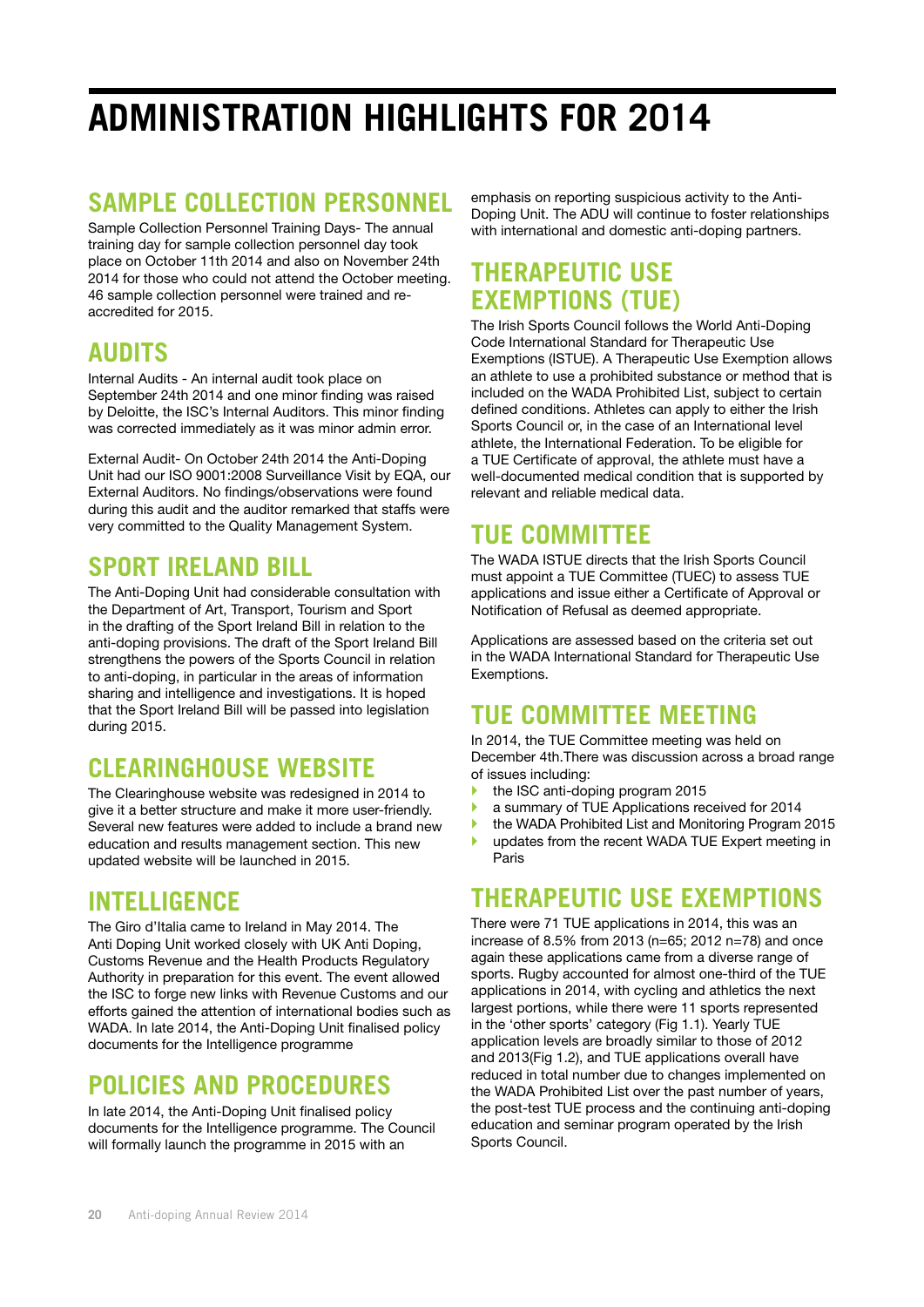# ADMINISTRATION HIGHLIGHTS FOR 2014

## SAMPLE COLLECTION PERSONNEL

Sample Collection Personnel Training Days- The annual training day for sample collection personnel day took place on October 11th 2014 and also on November 24th 2014 for those who could not attend the October meeting. 46 sample collection personnel were trained and re-accredited for 2015.

## AUDITS

Internal Audits - An internal audit took place on September 24th 2014 and one minor finding was raised by Deloitte, the ISC's Internal Auditors. This minor finding was corrected immediately as it was minor admin error.

External Audit- On October 24th 2014 the Anti-Doping Unit had our ISO 9001:2008 Surveillance Visit by EQA, our External Auditors. No findings/observations were found during this audit and the auditor remarked that staffs were very committed to the Quality Management System.

## SPORT IRELAND BILL

The Anti-Doping Unit had considerable consultation with the Department of Art, Transport, Tourism and Sport in the drafting of the Sport Ireland Bill in relation to the anti-doping provisions. The draft of the Sport Ireland Bill strengthens the powers of the Sports Council in relation to anti-doping, in particular in the areas of information sharing and intelligence and investigations. It is hoped that the Sport Ireland Bill will be passed into legislation during 2015.

## CLEARINGHOUSE WEBSITE

The Clearinghouse website was redesigned in 2014 to give it a better structure and make it more user-friendly. Several new features were added to include a brand new education and results management section. This new updated website will be launched in 2015.

## INTELLIGENCE

The Giro d'Italia came to Ireland in May 2014. The Anti Doping Unit worked closely with UK Anti Doping, Customs Revenue and the Health Products Regulatory Authority in preparation for this event. The event allowed the ISC to forge new links with Revenue Customs and our efforts gained the attention of international bodies such as WADA. In late 2014, the Anti-Doping Unit finalised policy documents for the Intelligence programme

## POLICIES AND PROCEDURES

In late 2014, the Anti-Doping Unit finalised policy documents for the Intelligence programme. The Council will formally launch the programme in 2015 with an emphasis on reporting suspicious activity to the Anti-Doping Unit. The ADU will continue to foster relationships with international and domestic anti-doping partners.

## THERAPEUTIC USE EXEMPTIONS (TUE)

The Irish Sports Council follows the World Anti-Doping Code International Standard for Therapeutic Use Exemptions (ISTUE). A Therapeutic Use Exemption allows an athlete to use a prohibited substance or method that is included on the WADA Prohibited List, subject to certain defined conditions. Athletes can apply to either the Irish Sports Council or, in the case of an International level athlete, the International Federation. To be eligible for a TUE Certificate of approval, the athlete must have a well-documented medical condition that is supported by relevant and reliable medical data.

## TUE COMMITTEE

The WADA ISTUE directs that the Irish Sports Council must appoint a TUE Committee (TUEC) to assess TUE applications and issue either a Certificate of Approval or Notification of Refusal as deemed appropriate.

Applications are assessed based on the criteria set out in the WADA International Standard for Therapeutic Use Exemptions.

## TUE COMMITTEE MEETING

In 2014, the TUE Committee meeting was held on December 4th.There was discussion across a broad range of issues including:

- the ISC anti-doping program 2015
- a summary of TUE Applications received for 2014
- the WADA Prohibited List and Monitoring Program 2015
- updates from the recent WADA TUE Expert meeting in Paris

## THERAPEUTIC USE EXEMPTIONS

There were 71 TUE applications in 2014, this was an increase of 8.5% from 2013 (n=65; 2012 n=78) and once again these applications came from a diverse range of sports. Rugby accounted for almost one-third of the TUE applications in 2014, with cycling and athletics the next largest portions, while there were 11 sports represented in the 'other sports' category (Fig 1.1). Yearly TUE application levels are broadly similar to those of 2012 and 2013(Fig 1.2), and TUE applications overall have reduced in total number due to changes implemented on the WADA Prohibited List over the past number of years, the post-test TUE process and the continuing anti-doping education and seminar program operated by the Irish Sports Council.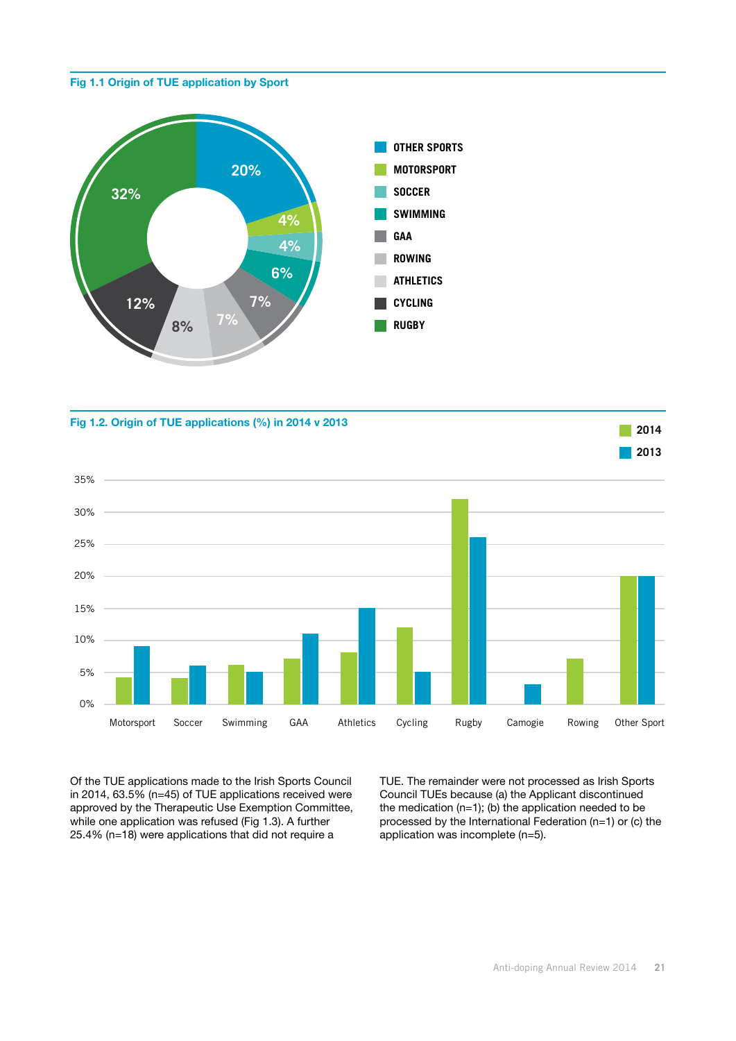**Fig 1.1 Origin of TUE application by Sport**

| Sport | % |
|---|---|
| Other Sports | 20% |
| Motorsport | 4% |
| Soccer | 4% |
| Swimming | 6% |
| GAA | 7% |
| Rowing | 7% |
| Athletics | 8% |
| Cycling | 12% |
| Rugby | 32% |

**Fig 1.2. Origin of TUE applications (%) in 2014 v 2013**

| Sport | 2014 | 2013 |
|---|---|---|
| Motorsport | 4% | 9% |
| Soccer | 4% | 6% |
| Swimming | 6% | 5% |
| GAA | 7% | 11% |
| Athletics | 8% | 15% |
| Cycling | 12% | 5% |
| Rugby | 32% | 26% |
| Camogie | 0% | 3% |
| Rowing | 7% | 0% |
| Other Sport | 20% | 20% |

Of the TUE applications made to the Irish Sports Council in 2014, 63.5% (n=45) of TUE applications received were approved by the Therapeutic Use Exemption Committee, while one application was refused (Fig 1.3). A further 25.4% (n=18) were applications that did not require a TUE. The remainder were not processed as Irish Sports Council TUEs because (a) the Applicant discontinued the medication (n=1); (b) the application needed to be processed by the International Federation (n=1) or (c) the application was incomplete (n=5).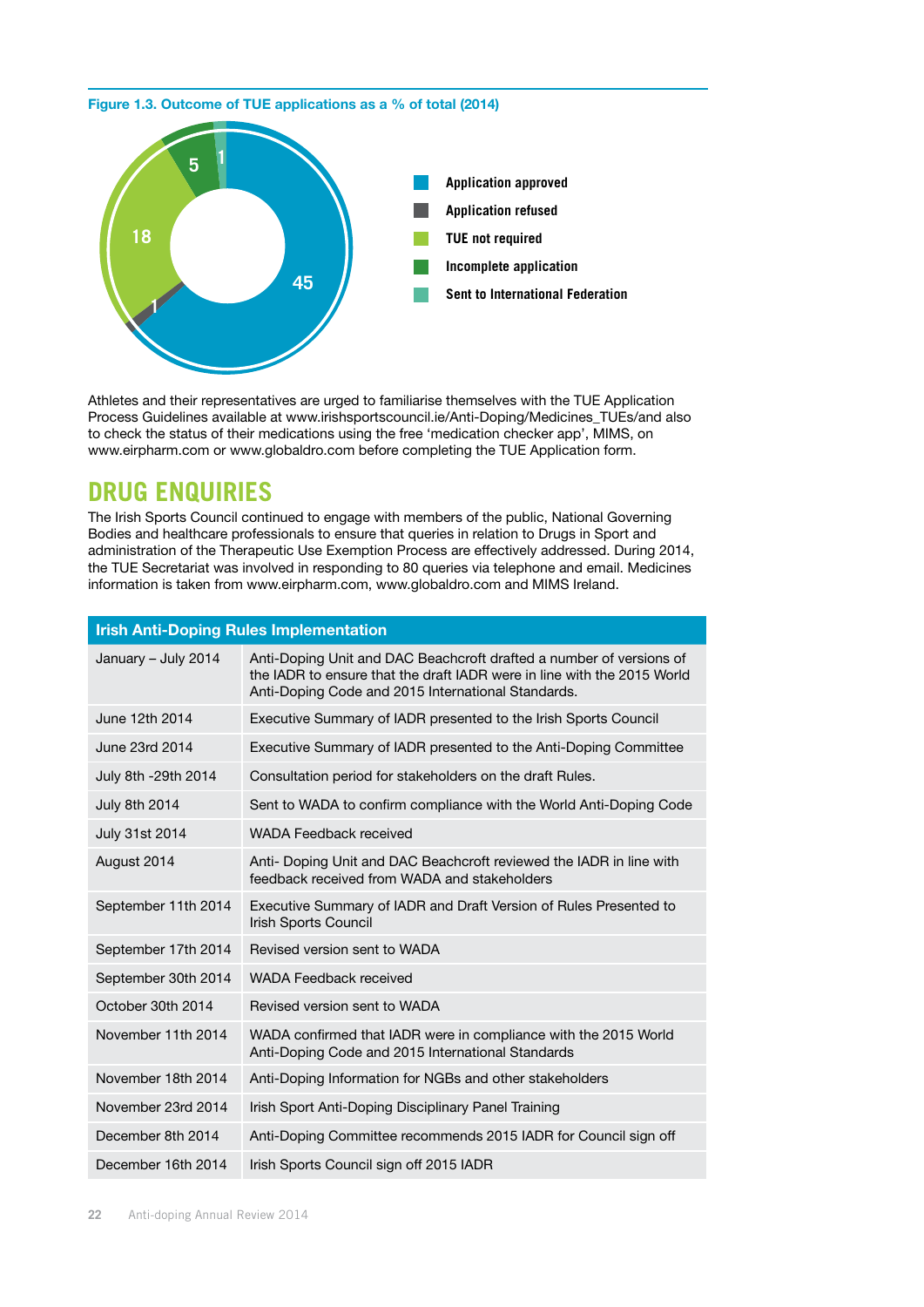**Figure 1.3. Outcome of TUE applications as a % of total (2014)**

- Application approved: 45
- Application refused: 1
- TUE not required: 18
- Incomplete application: 5
- Sent to International Federation: 1

Athletes and their representatives are urged to familiarise themselves with the TUE Application Process Guidelines available at www.irishsportscouncil.ie/Anti-Doping/Medicines_TUEs/and also to check the status of their medications using the free 'medication checker app', MIMS, on www.eirpharm.com or www.globaldro.com before completing the TUE Application form.

## DRUG ENQUIRIES

The Irish Sports Council continued to engage with members of the public, National Governing Bodies and healthcare professionals to ensure that queries in relation to Drugs in Sport and administration of the Therapeutic Use Exemption Process are effectively addressed. During 2014, the TUE Secretariat was involved in responding to 80 queries via telephone and email. Medicines information is taken from www.eirpharm.com, www.globaldro.com and MIMS Ireland.

| Irish Anti-Doping Rules Implementation | |
|---|---|
| January – July 2014 | Anti-Doping Unit and DAC Beachcroft drafted a number of versions of the IADR to ensure that the draft IADR were in line with the 2015 World Anti-Doping Code and 2015 International Standards. |
| June 12th 2014 | Executive Summary of IADR presented to the Irish Sports Council |
| June 23rd 2014 | Executive Summary of IADR presented to the Anti-Doping Committee |
| July 8th -29th 2014 | Consultation period for stakeholders on the draft Rules. |
| July 8th 2014 | Sent to WADA to confirm compliance with the World Anti-Doping Code |
| July 31st 2014 | WADA Feedback received |
| August 2014 | Anti- Doping Unit and DAC Beachcroft reviewed the IADR in line with feedback received from WADA and stakeholders |
| September 11th 2014 | Executive Summary of IADR and Draft Version of Rules Presented to Irish Sports Council |
| September 17th 2014 | Revised version sent to WADA |
| September 30th 2014 | WADA Feedback received |
| October 30th 2014 | Revised version sent to WADA |
| November 11th 2014 | WADA confirmed that IADR were in compliance with the 2015 World Anti-Doping Code and 2015 International Standards |
| November 18th 2014 | Anti-Doping Information for NGBs and other stakeholders |
| November 23rd 2014 | Irish Sport Anti-Doping Disciplinary Panel Training |
| December 8th 2014 | Anti-Doping Committee recommends 2015 IADR for Council sign off |
| December 16th 2014 | Irish Sports Council sign off 2015 IADR |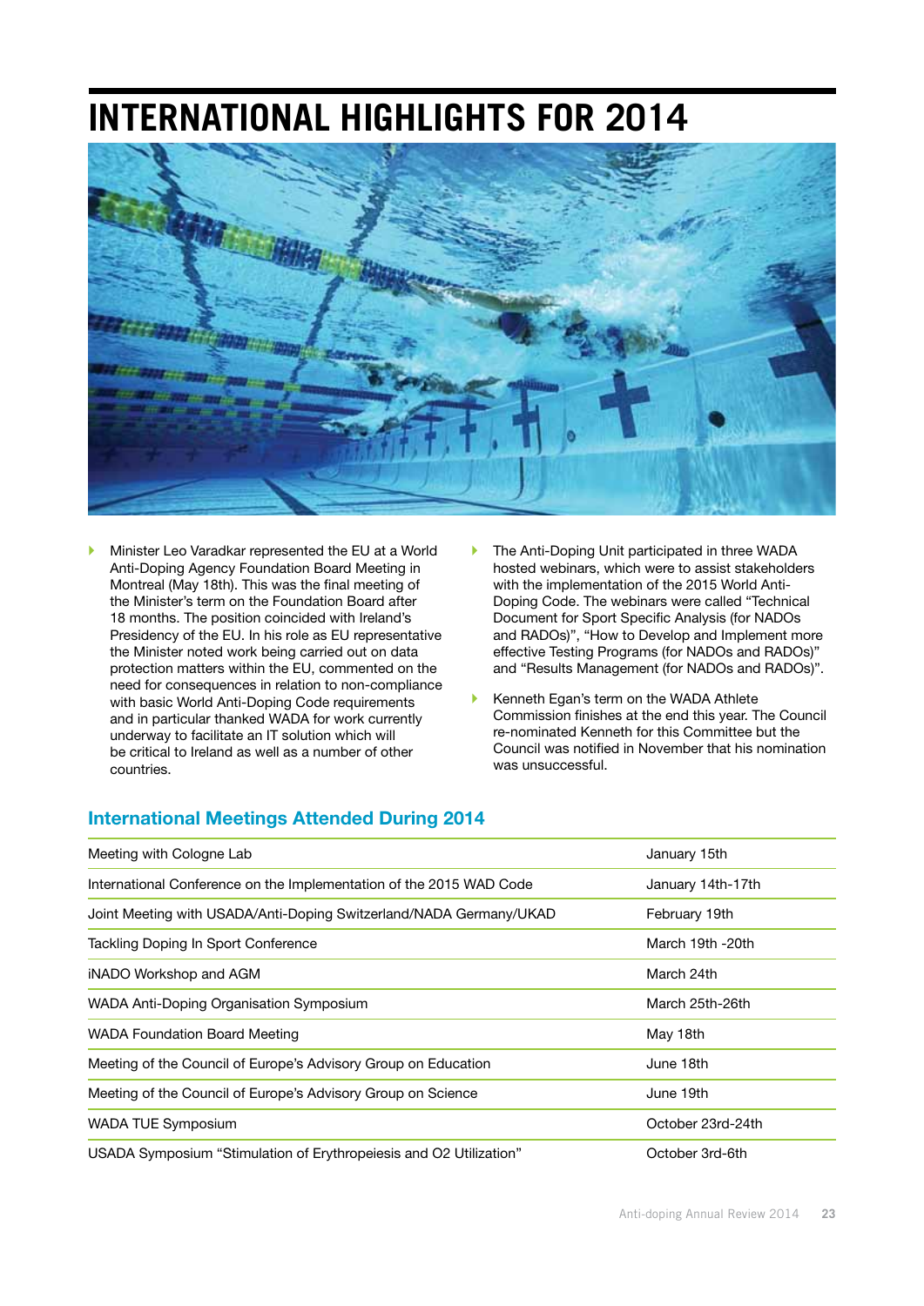# INTERNATIONAL HIGHLIGHTS FOR 2014

- Minister Leo Varadkar represented the EU at a World Anti-Doping Agency Foundation Board Meeting in Montreal (May 18th). This was the final meeting of the Minister's term on the Foundation Board after 18 months. The position coincided with Ireland's Presidency of the EU. In his role as EU representative the Minister noted work being carried out on data protection matters within the EU, commented on the need for consequences in relation to non-compliance with basic World Anti-Doping Code requirements and in particular thanked WADA for work currently underway to facilitate an IT solution which will be critical to Ireland as well as a number of other countries.
- The Anti-Doping Unit participated in three WADA hosted webinars, which were to assist stakeholders with the implementation of the 2015 World Anti-Doping Code. The webinars were called "Technical Document for Sport Specific Analysis (for NADOs and RADOs)", "How to Develop and Implement more effective Testing Programs (for NADOs and RADOs)" and "Results Management (for NADOs and RADOs)".
- Kenneth Egan's term on the WADA Athlete Commission finishes at the end this year. The Council re-nominated Kenneth for this Committee but the Council was notified in November that his nomination was unsuccessful.

## International Meetings Attended During 2014

| Meeting | Date |
| --- | --- |
| Meeting with Cologne Lab | January 15th |
| International Conference on the Implementation of the 2015 WAD Code | January 14th-17th |
| Joint Meeting with USADA/Anti-Doping Switzerland/NADA Germany/UKAD | February 19th |
| Tackling Doping In Sport Conference | March 19th -20th |
| iNADO Workshop and AGM | March 24th |
| WADA Anti-Doping Organisation Symposium | March 25th-26th |
| WADA Foundation Board Meeting | May 18th |
| Meeting of the Council of Europe's Advisory Group on Education | June 18th |
| Meeting of the Council of Europe's Advisory Group on Science | June 19th |
| WADA TUE Symposium | October 23rd-24th |
| USADA Symposium "Stimulation of Erythropeiesis and O2 Utilization" | October 3rd-6th |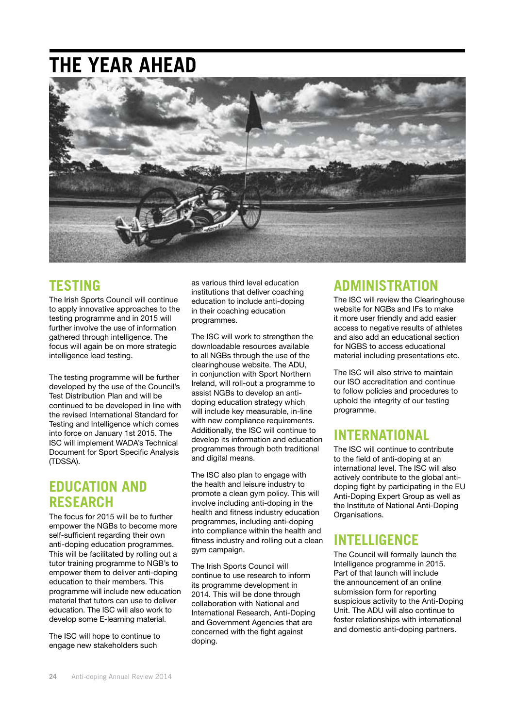# THE YEAR AHEAD

## TESTING

The Irish Sports Council will continue to apply innovative approaches to the testing programme and in 2015 will further involve the use of information gathered through intelligence. The focus will again be on more strategic intelligence lead testing.

The testing programme will be further developed by the use of the Council's Test Distribution Plan and will be continued to be developed in line with the revised International Standard for Testing and Intelligence which comes into force on January 1st 2015. The ISC will implement WADA's Technical Document for Sport Specific Analysis (TDSSA).

## EDUCATION AND RESEARCH

The focus for 2015 will be to further empower the NGBs to become more self-sufficient regarding their own anti-doping education programmes. This will be facilitated by rolling out a tutor training programme to NGB's to empower them to deliver anti-doping education to their members. This programme will include new education material that tutors can use to deliver education. The ISC will also work to develop some E-learning material.

The ISC will hope to continue to engage new stakeholders such as various third level education institutions that deliver coaching education to include anti-doping in their coaching education programmes.

The ISC will work to strengthen the downloadable resources available to all NGBs through the use of the clearinghouse website. The ADU, in conjunction with Sport Northern Ireland, will roll-out a programme to assist NGBs to develop an anti-doping education strategy which will include key measurable, in-line with new compliance requirements. Additionally, the ISC will continue to develop its information and education programmes through both traditional and digital means.

The ISC also plan to engage with the health and leisure industry to promote a clean gym policy. This will involve including anti-doping in the health and fitness industry education programmes, including anti-doping into compliance within the health and fitness industry and rolling out a clean gym campaign.

The Irish Sports Council will continue to use research to inform its programme development in 2014. This will be done through collaboration with National and International Research, Anti-Doping and Government Agencies that are concerned with the fight against doping.

## ADMINISTRATION

The ISC will review the Clearinghouse website for NGBs and IFs to make it more user friendly and add easier access to negative results of athletes and also add an educational section for NGBS to access educational material including presentations etc.

The ISC will also strive to maintain our ISO accreditation and continue to follow policies and procedures to uphold the integrity of our testing programme.

## INTERNATIONAL

The ISC will continue to contribute to the field of anti-doping at an international level. The ISC will also actively contribute to the global anti-doping fight by participating in the EU Anti-Doping Expert Group as well as the Institute of National Anti-Doping Organisations.

## INTELLIGENCE

The Council will formally launch the Intelligence programme in 2015. Part of that launch will include the announcement of an online submission form for reporting suspicious activity to the Anti-Doping Unit. The ADU will also continue to foster relationships with international and domestic anti-doping partners.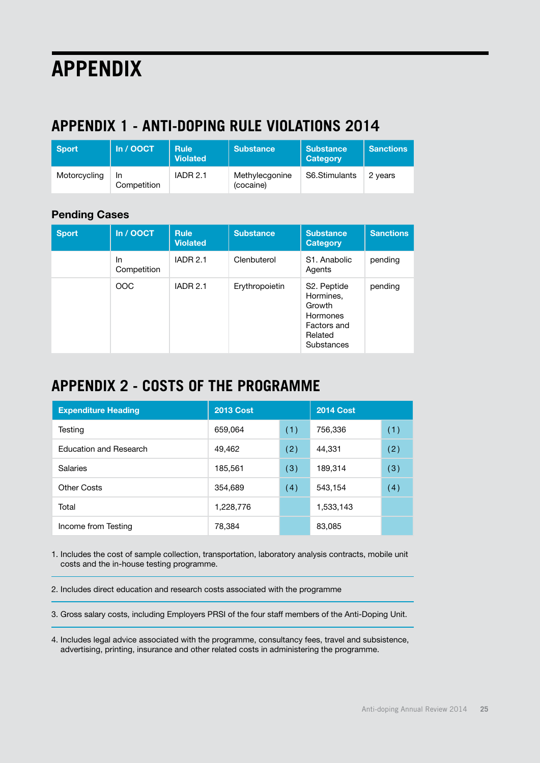# APPENDIX

## APPENDIX 1 - ANTI-DOPING RULE VIOLATIONS 2014

| Sport | In / OOCT | Rule Violated | Substance | Substance Category | Sanctions |
|---|---|---|---|---|---|
| Motorcycling | In Competition | IADR 2.1 | Methylecgonine (cocaine) | S6.Stimulants | 2 years |

### Pending Cases

| Sport | In / OOCT | Rule Violated | Substance | Substance Category | Sanctions |
|---|---|---|---|---|---|
| | In Competition | IADR 2.1 | Clenbuterol | S1. Anabolic Agents | pending |
| | OOC | IADR 2.1 | Erythropoietin | S2. Peptide Hormines, Growth Hormones Factors and Related Substances | pending |

## APPENDIX 2 - COSTS OF THE PROGRAMME

| Expenditure Heading | 2013 Cost | | 2014 Cost | |
|---|---|---|---|---|
| Testing | 659,064 | (1) | 756,336 | (1) |
| Education and Research | 49,462 | (2) | 44,331 | (2) |
| Salaries | 185,561 | (3) | 189,314 | (3) |
| Other Costs | 354,689 | (4) | 543,154 | (4) |
| Total | 1,228,776 | | 1,533,143 | |
| Income from Testing | 78,384 | | 83,085 | |

1. Includes the cost of sample collection, transportation, laboratory analysis contracts, mobile unit costs and the in-house testing programme.

2. Includes direct education and research costs associated with the programme

3. Gross salary costs, including Employers PRSI of the four staff members of the Anti-Doping Unit.

4. Includes legal advice associated with the programme, consultancy fees, travel and subsistence, advertising, printing, insurance and other related costs in administering the programme.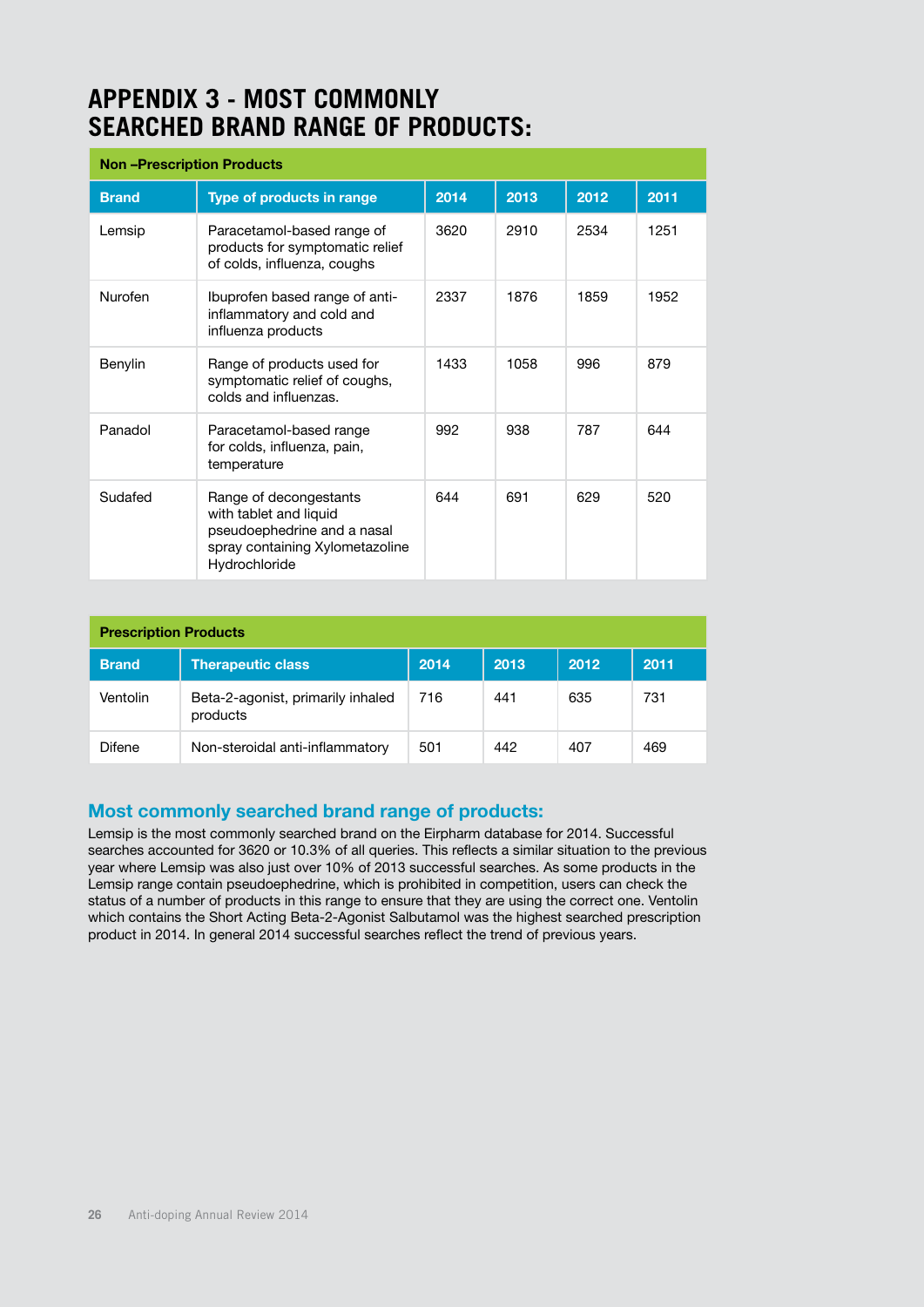# APPENDIX 3 - MOST COMMONLY SEARCHED BRAND RANGE OF PRODUCTS:

| Non –Prescription Products | | | | | |
|---|---|---|---|---|---|
| **Brand** | **Type of products in range** | **2014** | **2013** | **2012** | **2011** |
| Lemsip | Paracetamol-based range of products for symptomatic relief of colds, influenza, coughs | 3620 | 2910 | 2534 | 1251 |
| Nurofen | Ibuprofen based range of anti-inflammatory and cold and influenza products | 2337 | 1876 | 1859 | 1952 |
| Benylin | Range of products used for symptomatic relief of coughs, colds and influenzas. | 1433 | 1058 | 996 | 879 |
| Panadol | Paracetamol-based range for colds, influenza, pain, temperature | 992 | 938 | 787 | 644 |
| Sudafed | Range of decongestants with tablet and liquid pseudoephedrine and a nasal spray containing Xylometazoline Hydrochloride | 644 | 691 | 629 | 520 |

| Prescription Products | | | | | |
|---|---|---|---|---|---|
| **Brand** | **Therapeutic class** | **2014** | **2013** | **2012** | **2011** |
| Ventolin | Beta-2-agonist, primarily inhaled products | 716 | 441 | 635 | 731 |
| Difene | Non-steroidal anti-inflammatory | 501 | 442 | 407 | 469 |

## Most commonly searched brand range of products:

Lemsip is the most commonly searched brand on the Eirpharm database for 2014. Successful searches accounted for 3620 or 10.3% of all queries. This reflects a similar situation to the previous year where Lemsip was also just over 10% of 2013 successful searches. As some products in the Lemsip range contain pseudoephedrine, which is prohibited in competition, users can check the status of a number of products in this range to ensure that they are using the correct one. Ventolin which contains the Short Acting Beta-2-Agonist Salbutamol was the highest searched prescription product in 2014. In general 2014 successful searches reflect the trend of previous years.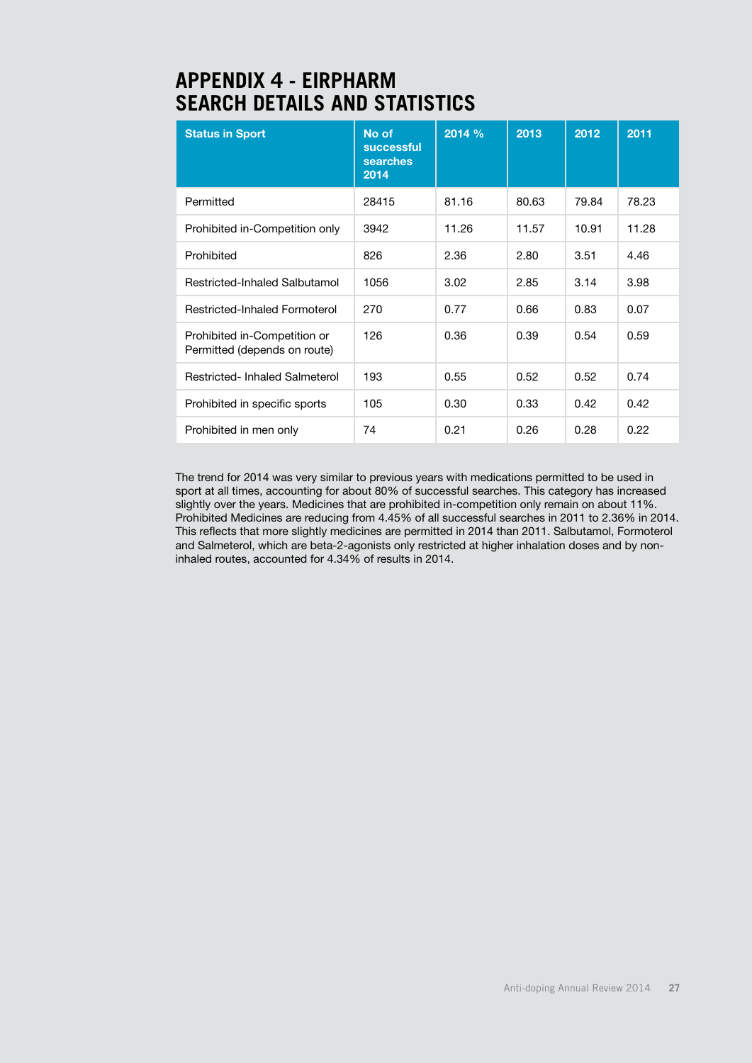# APPENDIX 4 - EIRPHARM SEARCH DETAILS AND STATISTICS

| Status in Sport | No of successful searches 2014 | 2014 % | 2013 | 2012 | 2011 |
|---|---|---|---|---|---|
| Permitted | 28415 | 81.16 | 80.63 | 79.84 | 78.23 |
| Prohibited in-Competition only | 3942 | 11.26 | 11.57 | 10.91 | 11.28 |
| Prohibited | 826 | 2.36 | 2.80 | 3.51 | 4.46 |
| Restricted-Inhaled Salbutamol | 1056 | 3.02 | 2.85 | 3.14 | 3.98 |
| Restricted-Inhaled Formoterol | 270 | 0.77 | 0.66 | 0.83 | 0.07 |
| Prohibited in-Competition or Permitted (depends on route) | 126 | 0.36 | 0.39 | 0.54 | 0.59 |
| Restricted- Inhaled Salmeterol | 193 | 0.55 | 0.52 | 0.52 | 0.74 |
| Prohibited in specific sports | 105 | 0.30 | 0.33 | 0.42 | 0.42 |
| Prohibited in men only | 74 | 0.21 | 0.26 | 0.28 | 0.22 |

The trend for 2014 was very similar to previous years with medications permitted to be used in sport at all times, accounting for about 80% of successful searches. This category has increased slightly over the years. Medicines that are prohibited in-competition only remain on about 11%. Prohibited Medicines are reducing from 4.45% of all successful searches in 2011 to 2.36% in 2014. This reflects that more slightly medicines are permitted in 2014 than 2011. Salbutamol, Formoterol and Salmeterol, which are beta-2-agonists only restricted at higher inhalation doses and by non-inhaled routes, accounted for 4.34% of results in 2014.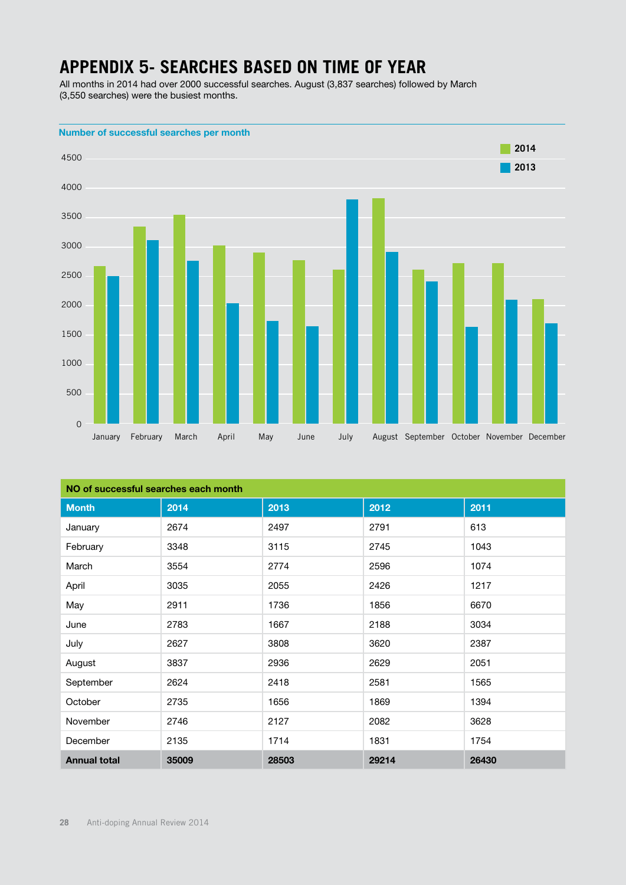# APPENDIX 5- SEARCHES BASED ON TIME OF YEAR

All months in 2014 had over 2000 successful searches. August (3,837 searches) followed by March (3,550 searches) were the busiest months.

**Number of successful searches per month**

| NO of successful searches each month | | | | |
|---|---|---|---|---|
| **Month** | **2014** | **2013** | **2012** | **2011** |
| January | 2674 | 2497 | 2791 | 613 |
| February | 3348 | 3115 | 2745 | 1043 |
| March | 3554 | 2774 | 2596 | 1074 |
| April | 3035 | 2055 | 2426 | 1217 |
| May | 2911 | 1736 | 1856 | 6670 |
| June | 2783 | 1667 | 2188 | 3034 |
| July | 2627 | 3808 | 3620 | 2387 |
| August | 3837 | 2936 | 2629 | 2051 |
| September | 2624 | 2418 | 2581 | 1565 |
| October | 2735 | 1656 | 1869 | 1394 |
| November | 2746 | 2127 | 2082 | 3628 |
| December | 2135 | 1714 | 1831 | 1754 |
| **Annual total** | **35009** | **28503** | **29214** | **26430** |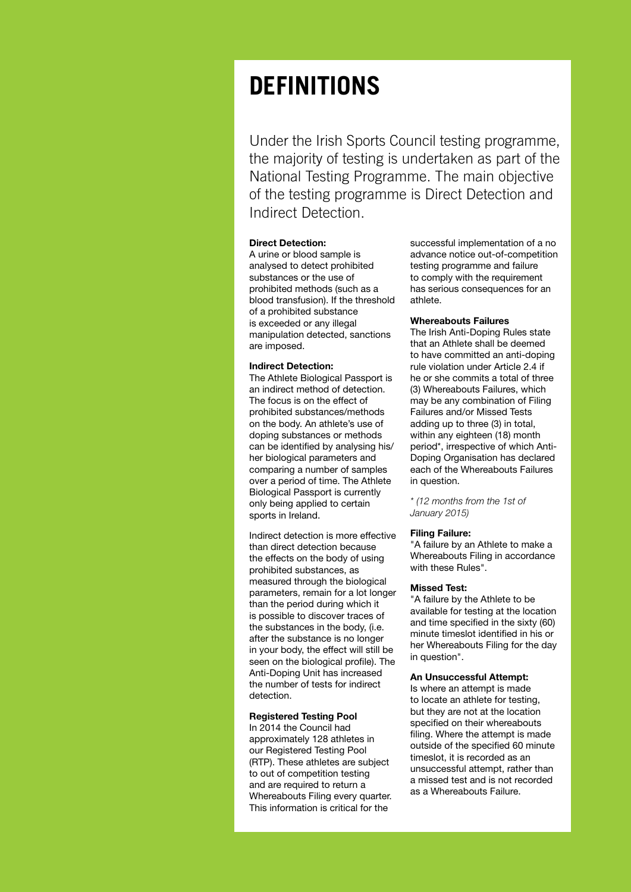# DEFINITIONS

Under the Irish Sports Council testing programme, the majority of testing is undertaken as part of the National Testing Programme. The main objective of the testing programme is Direct Detection and Indirect Detection.

**Direct Detection:**
A urine or blood sample is analysed to detect prohibited substances or the use of prohibited methods (such as a blood transfusion). If the threshold of a prohibited substance is exceeded or any illegal manipulation detected, sanctions are imposed.

**Indirect Detection:**
The Athlete Biological Passport is an indirect method of detection. The focus is on the effect of prohibited substances/methods on the body. An athlete's use of doping substances or methods can be identified by analysing his/her biological parameters and comparing a number of samples over a period of time. The Athlete Biological Passport is currently only being applied to certain sports in Ireland.

Indirect detection is more effective than direct detection because the effects on the body of using prohibited substances, as measured through the biological parameters, remain for a lot longer than the period during which it is possible to discover traces of the substances in the body, (i.e. after the substance is no longer in your body, the effect will still be seen on the biological profile). The Anti-Doping Unit has increased the number of tests for indirect detection.

**Registered Testing Pool**
In 2014 the Council had approximately 128 athletes in our Registered Testing Pool (RTP). These athletes are subject to out of competition testing and are required to return a Whereabouts Filing every quarter. This information is critical for the successful implementation of a no advance notice out-of-competition testing programme and failure to comply with the requirement has serious consequences for an athlete.

**Whereabouts Failures**
The Irish Anti-Doping Rules state that an Athlete shall be deemed to have committed an anti-doping rule violation under Article 2.4 if he or she commits a total of three (3) Whereabouts Failures, which may be any combination of Filing Failures and/or Missed Tests adding up to three (3) in total, within any eighteen (18) month period*, irrespective of which Anti-Doping Organisation has declared each of the Whereabouts Failures in question.

*\* (12 months from the 1st of January 2015)*

**Filing Failure:**
"A failure by an Athlete to make a Whereabouts Filing in accordance with these Rules".

**Missed Test:**
"A failure by the Athlete to be available for testing at the location and time specified in the sixty (60) minute timeslot identified in his or her Whereabouts Filing for the day in question".

**An Unsuccessful Attempt:**
Is where an attempt is made to locate an athlete for testing, but they are not at the location specified on their whereabouts filing. Where the attempt is made outside of the specified 60 minute timeslot, it is recorded as an unsuccessful attempt, rather than a missed test and is not recorded as a Whereabouts Failure.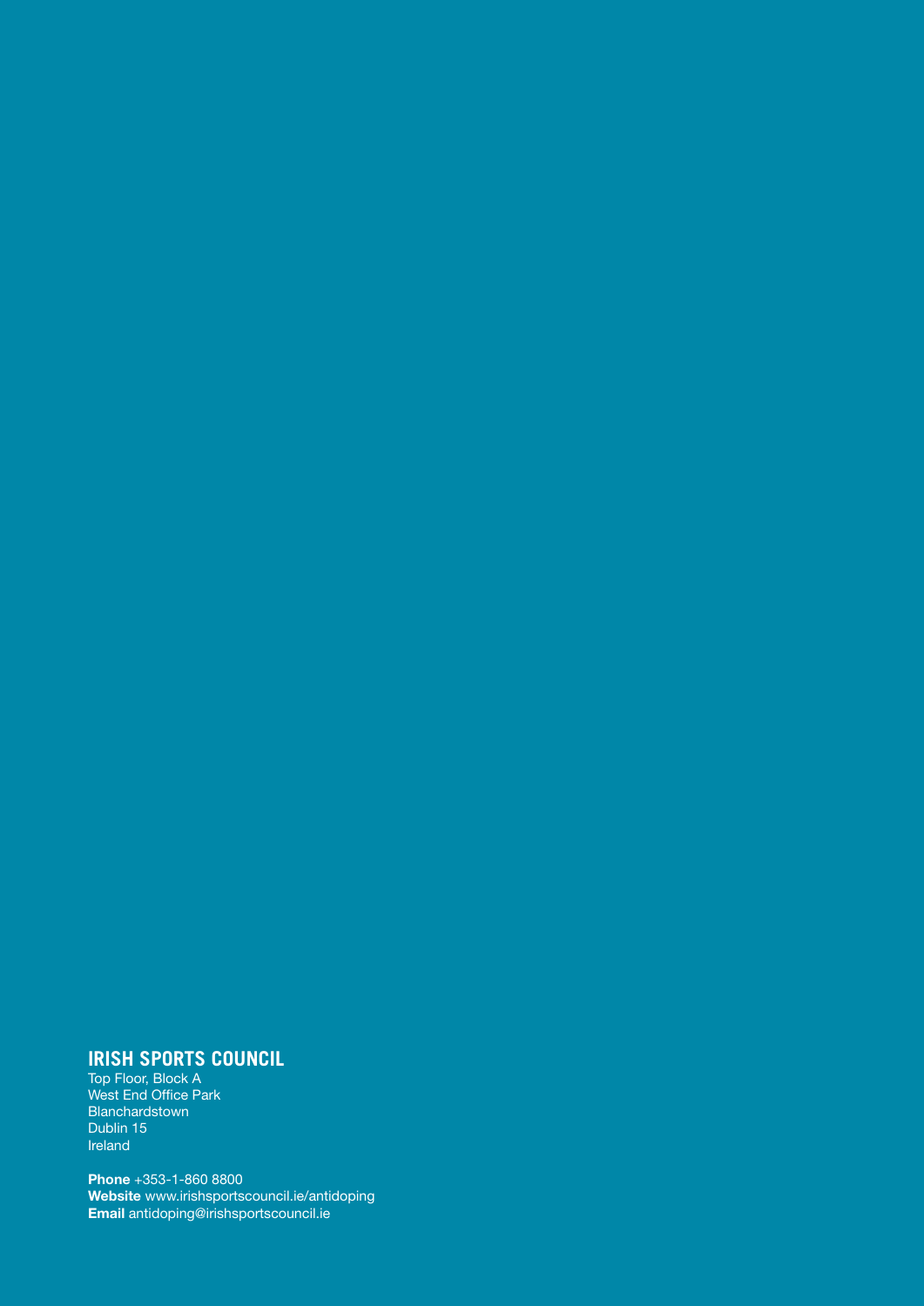**IRISH SPORTS COUNCIL**

Top Floor, Block A
West End Office Park
Blanchardstown
Dublin 15
Ireland

**Phone** +353-1-860 8800
**Website** www.irishsportscouncil.ie/antidoping
**Email** antidoping@irishsportscouncil.ie